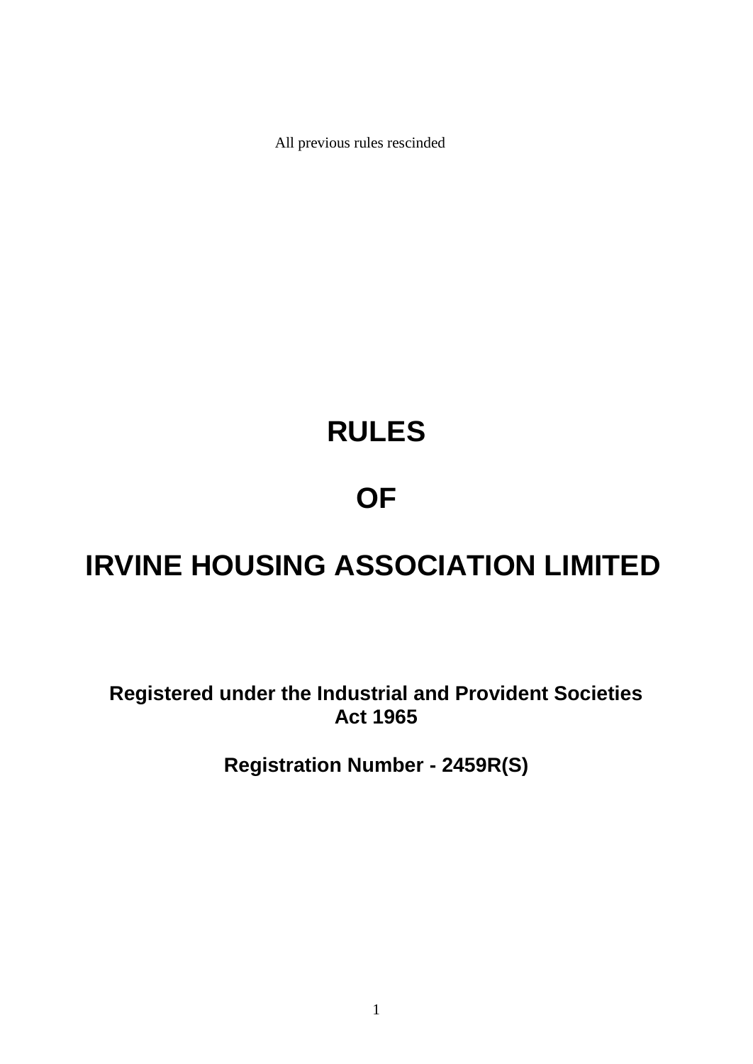All previous rules rescinded

# RULES

# OF

# IRVINE HOUSING ASSOCIATION LIMITED

**Registered under the Industrial and Provident Societies Act 1965**

**Registration Number - 2459R(S)**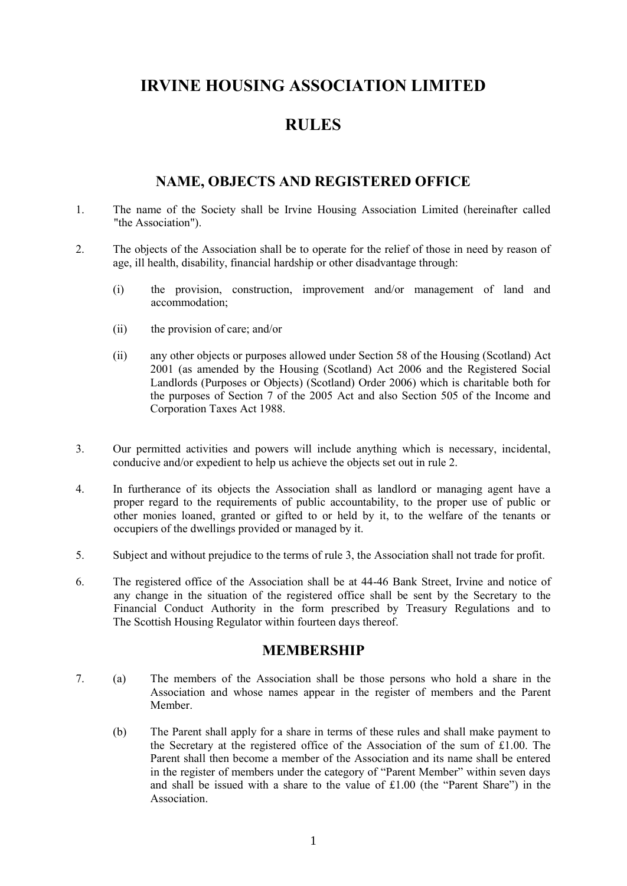# IRVINE HOUSING ASSOCIATION LIMITED

# RULES

## NAME, OBJECTS AND REGISTERED OFFICE

1. The name of the Society shall be Irvine Housing Association Limited (hereinafter called "the Association").

2. The objects of the Association shall be to operate for the relief of those in need by reason of age, ill health, disability, financial hardship or other disadvantage through:

   (i) the provision, construction, improvement and/or management of land and accommodation;

   (ii) the provision of care; and/or

   (ii) any other objects or purposes allowed under Section 58 of the Housing (Scotland) Act 2001 (as amended by the Housing (Scotland) Act 2006 and the Registered Social Landlords (Purposes or Objects) (Scotland) Order 2006) which is charitable both for the purposes of Section 7 of the 2005 Act and also Section 505 of the Income and Corporation Taxes Act 1988.

3. Our permitted activities and powers will include anything which is necessary, incidental, conducive and/or expedient to help us achieve the objects set out in rule 2.

4. In furtherance of its objects the Association shall as landlord or managing agent have a proper regard to the requirements of public accountability, to the proper use of public or other monies loaned, granted or gifted to or held by it, to the welfare of the tenants or occupiers of the dwellings provided or managed by it.

5. Subject and without prejudice to the terms of rule 3, the Association shall not trade for profit.

6. The registered office of the Association shall be at 44-46 Bank Street, Irvine and notice of any change in the situation of the registered office shall be sent by the Secretary to the Financial Conduct Authority in the form prescribed by Treasury Regulations and to The Scottish Housing Regulator within fourteen days thereof.

## MEMBERSHIP

7. (a) The members of the Association shall be those persons who hold a share in the Association and whose names appear in the register of members and the Parent Member.

   (b) The Parent shall apply for a share in terms of these rules and shall make payment to the Secretary at the registered office of the Association of the sum of £1.00. The Parent shall then become a member of the Association and its name shall be entered in the register of members under the category of "Parent Member" within seven days and shall be issued with a share to the value of £1.00 (the "Parent Share") in the Association.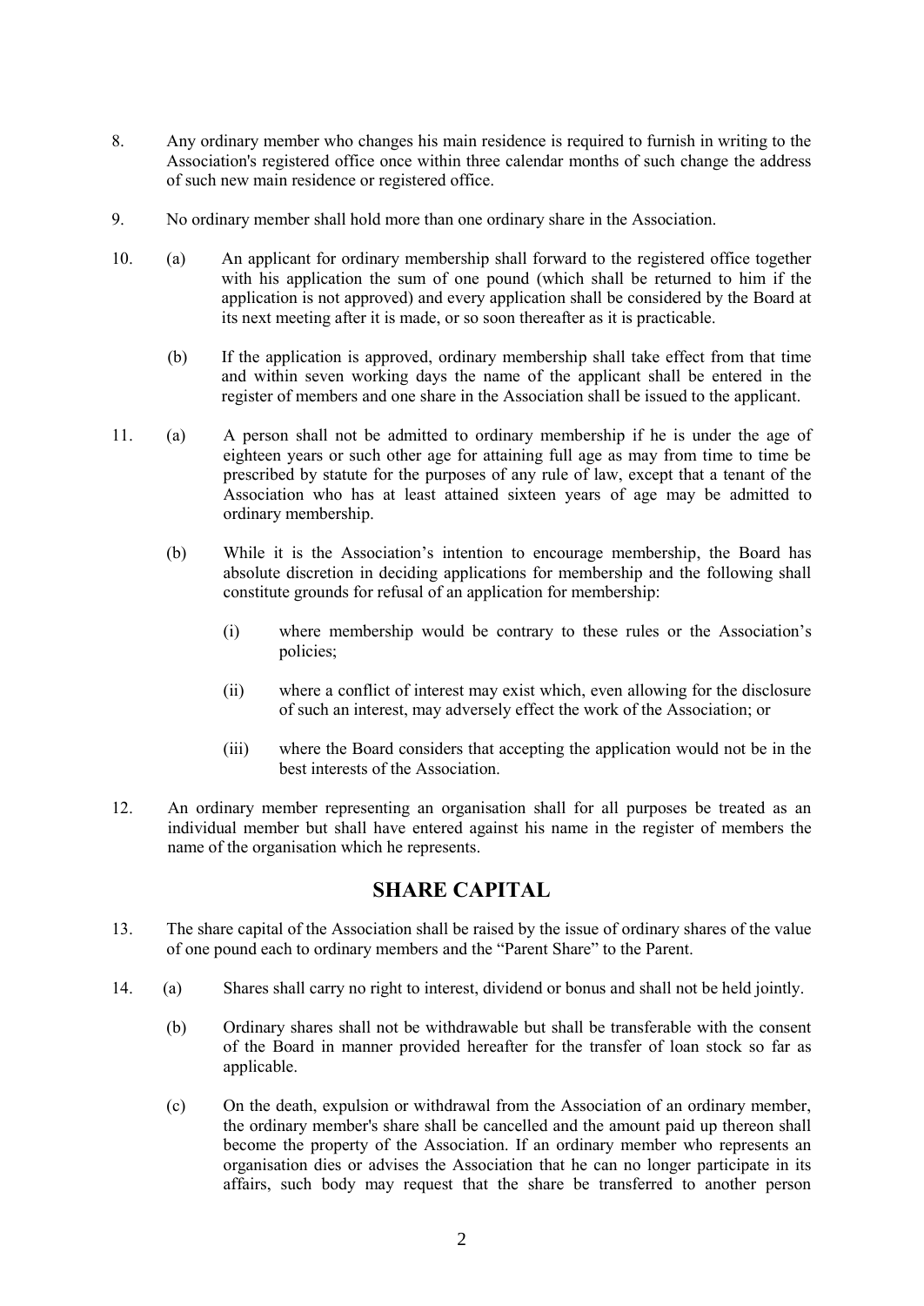8. Any ordinary member who changes his main residence is required to furnish in writing to the Association's registered office once within three calendar months of such change the address of such new main residence or registered office.

9. No ordinary member shall hold more than one ordinary share in the Association.

10. (a) An applicant for ordinary membership shall forward to the registered office together with his application the sum of one pound (which shall be returned to him if the application is not approved) and every application shall be considered by the Board at its next meeting after it is made, or so soon thereafter as it is practicable.

    (b) If the application is approved, ordinary membership shall take effect from that time and within seven working days the name of the applicant shall be entered in the register of members and one share in the Association shall be issued to the applicant.

11. (a) A person shall not be admitted to ordinary membership if he is under the age of eighteen years or such other age for attaining full age as may from time to time be prescribed by statute for the purposes of any rule of law, except that a tenant of the Association who has at least attained sixteen years of age may be admitted to ordinary membership.

    (b) While it is the Association's intention to encourage membership, the Board has absolute discretion in deciding applications for membership and the following shall constitute grounds for refusal of an application for membership:

        (i) where membership would be contrary to these rules or the Association's policies;

        (ii) where a conflict of interest may exist which, even allowing for the disclosure of such an interest, may adversely effect the work of the Association; or

        (iii) where the Board considers that accepting the application would not be in the best interests of the Association.

12. An ordinary member representing an organisation shall for all purposes be treated as an individual member but shall have entered against his name in the register of members the name of the organisation which he represents.

## SHARE CAPITAL

13. The share capital of the Association shall be raised by the issue of ordinary shares of the value of one pound each to ordinary members and the "Parent Share" to the Parent.

14. (a) Shares shall carry no right to interest, dividend or bonus and shall not be held jointly.

    (b) Ordinary shares shall not be withdrawable but shall be transferable with the consent of the Board in manner provided hereafter for the transfer of loan stock so far as applicable.

    (c) On the death, expulsion or withdrawal from the Association of an ordinary member, the ordinary member's share shall be cancelled and the amount paid up thereon shall become the property of the Association. If an ordinary member who represents an organisation dies or advises the Association that he can no longer participate in its affairs, such body may request that the share be transferred to another person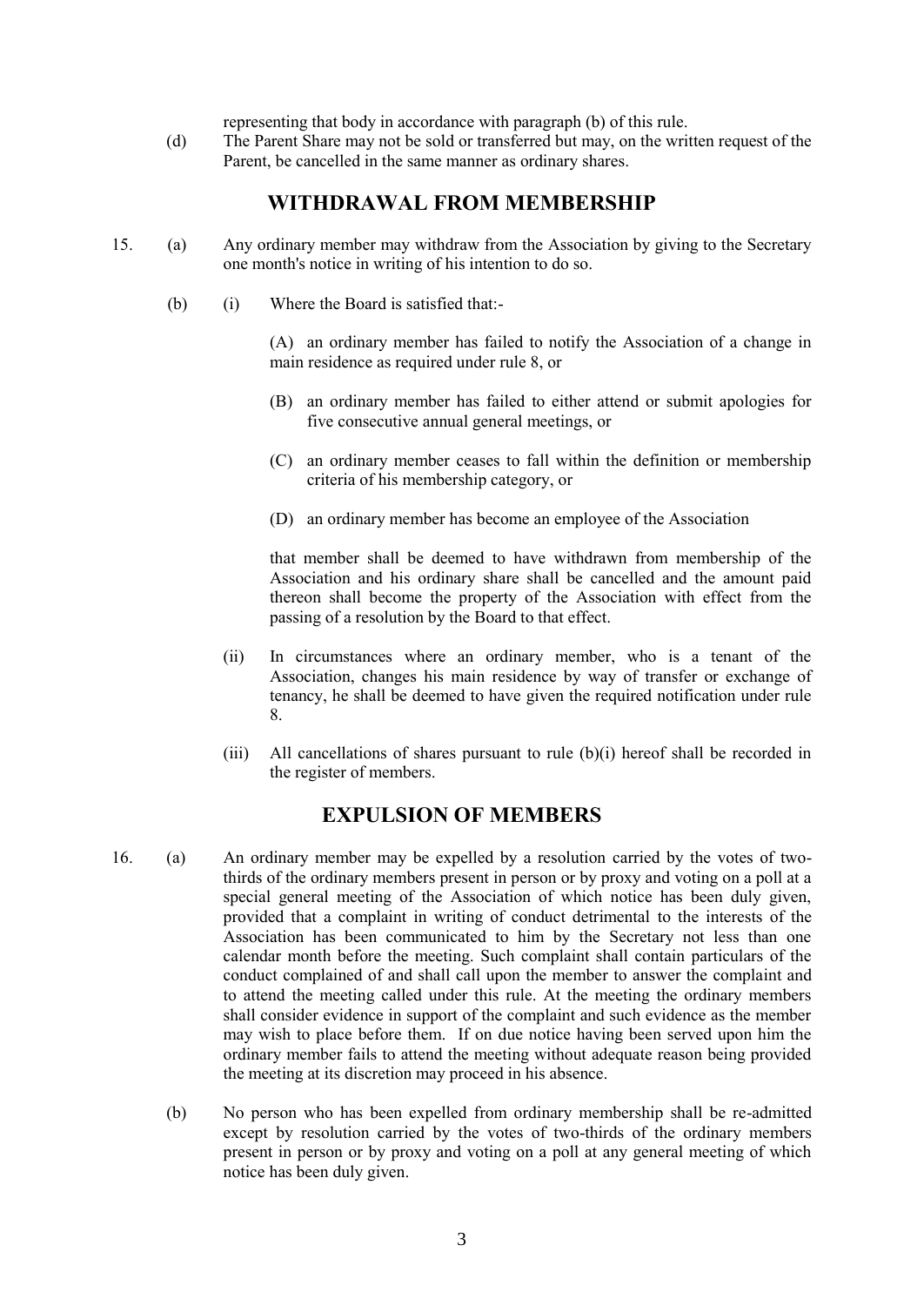representing that body in accordance with paragraph (b) of this rule.

(d) The Parent Share may not be sold or transferred but may, on the written request of the Parent, be cancelled in the same manner as ordinary shares.

## WITHDRAWAL FROM MEMBERSHIP

15. (a) Any ordinary member may withdraw from the Association by giving to the Secretary one month's notice in writing of his intention to do so.

    (b) (i) Where the Board is satisfied that:-

    (A) an ordinary member has failed to notify the Association of a change in main residence as required under rule 8, or

    (B) an ordinary member has failed to either attend or submit apologies for five consecutive annual general meetings, or

    (C) an ordinary member ceases to fall within the definition or membership criteria of his membership category, or

    (D) an ordinary member has become an employee of the Association

    that member shall be deemed to have withdrawn from membership of the Association and his ordinary share shall be cancelled and the amount paid thereon shall become the property of the Association with effect from the passing of a resolution by the Board to that effect.

    (ii) In circumstances where an ordinary member, who is a tenant of the Association, changes his main residence by way of transfer or exchange of tenancy, he shall be deemed to have given the required notification under rule 8.

    (iii) All cancellations of shares pursuant to rule (b)(i) hereof shall be recorded in the register of members.

## EXPULSION OF MEMBERS

16. (a) An ordinary member may be expelled by a resolution carried by the votes of two-thirds of the ordinary members present in person or by proxy and voting on a poll at a special general meeting of the Association of which notice has been duly given, provided that a complaint in writing of conduct detrimental to the interests of the Association has been communicated to him by the Secretary not less than one calendar month before the meeting. Such complaint shall contain particulars of the conduct complained of and shall call upon the member to answer the complaint and to attend the meeting called under this rule. At the meeting the ordinary members shall consider evidence in support of the complaint and such evidence as the member may wish to place before them. If on due notice having been served upon him the ordinary member fails to attend the meeting without adequate reason being provided the meeting at its discretion may proceed in his absence.

    (b) No person who has been expelled from ordinary membership shall be re-admitted except by resolution carried by the votes of two-thirds of the ordinary members present in person or by proxy and voting on a poll at any general meeting of which notice has been duly given.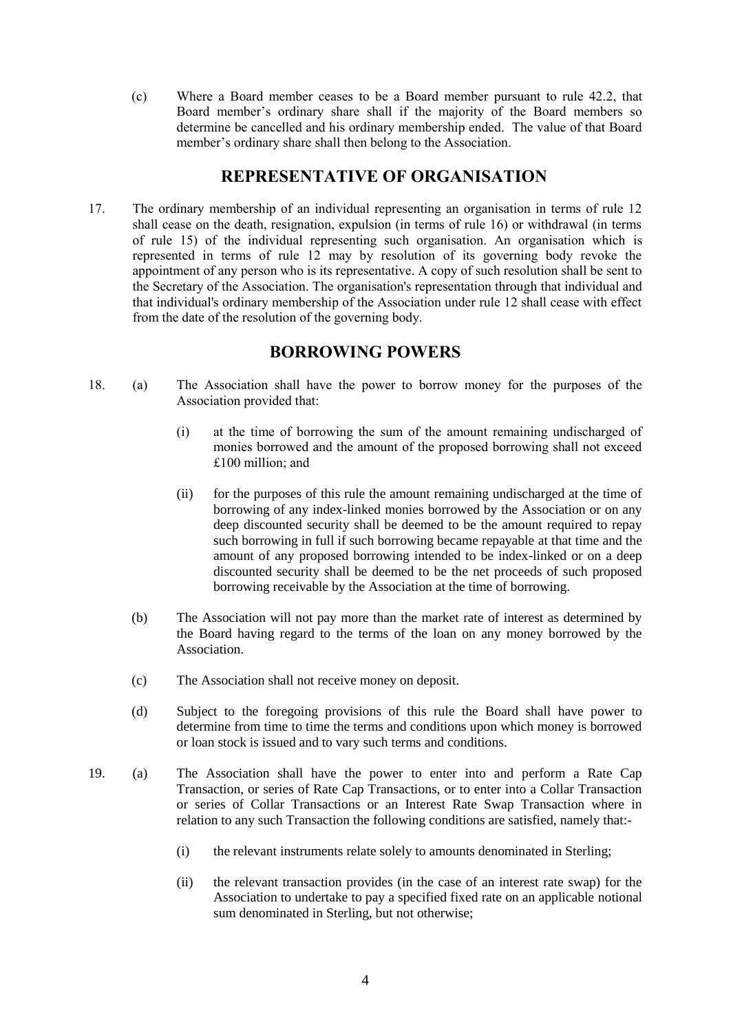(c) Where a Board member ceases to be a Board member pursuant to rule 42.2, that Board member's ordinary share shall if the majority of the Board members so determine be cancelled and his ordinary membership ended. The value of that Board member's ordinary share shall then belong to the Association.

## REPRESENTATIVE OF ORGANISATION

17. The ordinary membership of an individual representing an organisation in terms of rule 12 shall cease on the death, resignation, expulsion (in terms of rule 16) or withdrawal (in terms of rule 15) of the individual representing such organisation. An organisation which is represented in terms of rule 12 may by resolution of its governing body revoke the appointment of any person who is its representative. A copy of such resolution shall be sent to the Secretary of the Association. The organisation's representation through that individual and that individual's ordinary membership of the Association under rule 12 shall cease with effect from the date of the resolution of the governing body.

## BORROWING POWERS

18. (a) The Association shall have the power to borrow money for the purposes of the Association provided that:

    (i) at the time of borrowing the sum of the amount remaining undischarged of monies borrowed and the amount of the proposed borrowing shall not exceed £100 million; and

    (ii) for the purposes of this rule the amount remaining undischarged at the time of borrowing of any index-linked monies borrowed by the Association or on any deep discounted security shall be deemed to be the amount required to repay such borrowing in full if such borrowing became repayable at that time and the amount of any proposed borrowing intended to be index-linked or on a deep discounted security shall be deemed to be the net proceeds of such proposed borrowing receivable by the Association at the time of borrowing.

    (b) The Association will not pay more than the market rate of interest as determined by the Board having regard to the terms of the loan on any money borrowed by the Association.

    (c) The Association shall not receive money on deposit.

    (d) Subject to the foregoing provisions of this rule the Board shall have power to determine from time to time the terms and conditions upon which money is borrowed or loan stock is issued and to vary such terms and conditions.

19. (a) The Association shall have the power to enter into and perform a Rate Cap Transaction, or series of Rate Cap Transactions, or to enter into a Collar Transaction or series of Collar Transactions or an Interest Rate Swap Transaction where in relation to any such Transaction the following conditions are satisfied, namely that:-

    (i) the relevant instruments relate solely to amounts denominated in Sterling;

    (ii) the relevant transaction provides (in the case of an interest rate swap) for the Association to undertake to pay a specified fixed rate on an applicable notional sum denominated in Sterling, but not otherwise;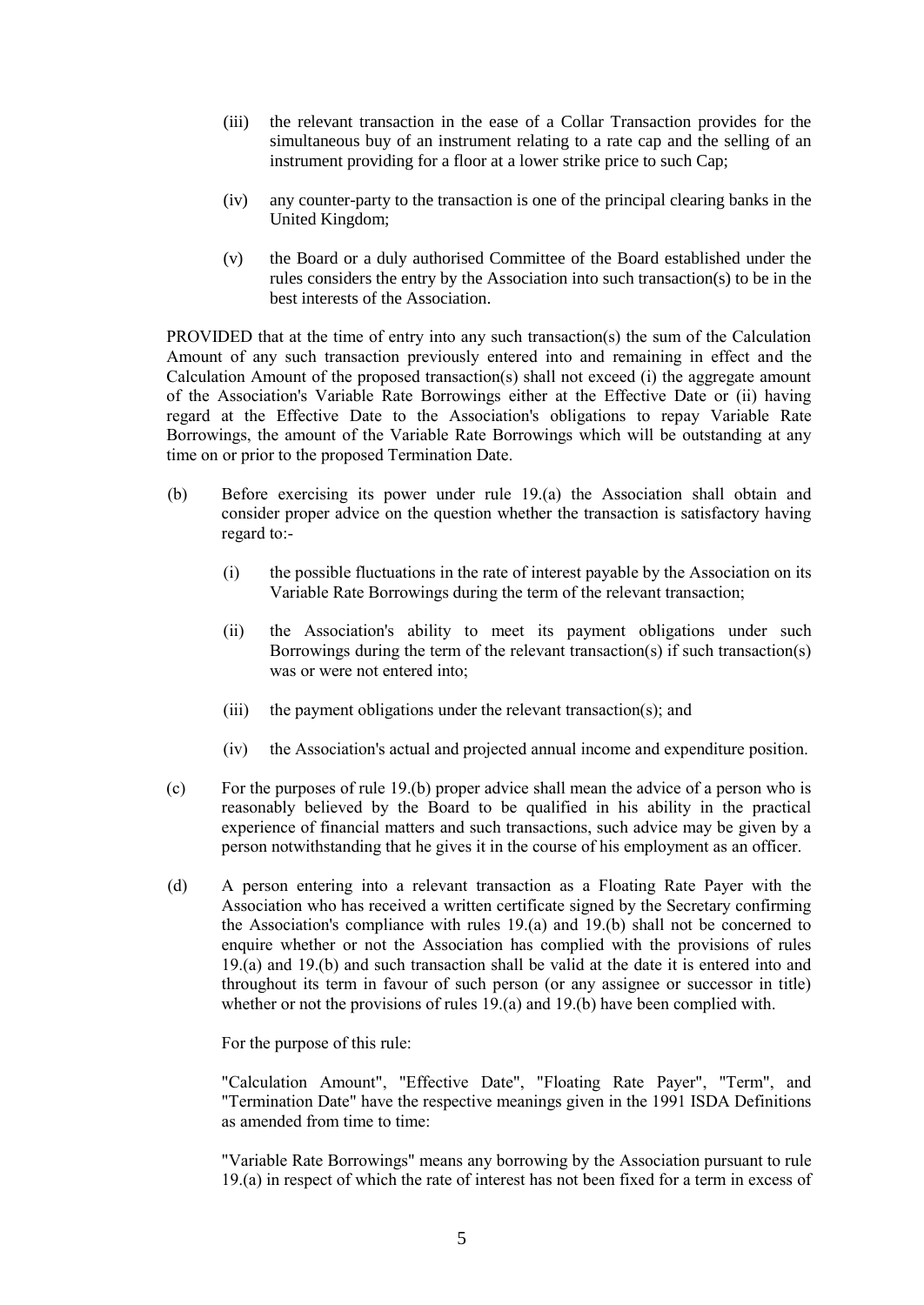(iii) the relevant transaction in the ease of a Collar Transaction provides for the simultaneous buy of an instrument relating to a rate cap and the selling of an instrument providing for a floor at a lower strike price to such Cap;

(iv) any counter-party to the transaction is one of the principal clearing banks in the United Kingdom;

(v) the Board or a duly authorised Committee of the Board established under the rules considers the entry by the Association into such transaction(s) to be in the best interests of the Association.

PROVIDED that at the time of entry into any such transaction(s) the sum of the Calculation Amount of any such transaction previously entered into and remaining in effect and the Calculation Amount of the proposed transaction(s) shall not exceed (i) the aggregate amount of the Association's Variable Rate Borrowings either at the Effective Date or (ii) having regard at the Effective Date to the Association's obligations to repay Variable Rate Borrowings, the amount of the Variable Rate Borrowings which will be outstanding at any time on or prior to the proposed Termination Date.

(b) Before exercising its power under rule 19.(a) the Association shall obtain and consider proper advice on the question whether the transaction is satisfactory having regard to:-

(i) the possible fluctuations in the rate of interest payable by the Association on its Variable Rate Borrowings during the term of the relevant transaction;

(ii) the Association's ability to meet its payment obligations under such Borrowings during the term of the relevant transaction(s) if such transaction(s) was or were not entered into;

(iii) the payment obligations under the relevant transaction(s); and

(iv) the Association's actual and projected annual income and expenditure position.

(c) For the purposes of rule 19.(b) proper advice shall mean the advice of a person who is reasonably believed by the Board to be qualified in his ability in the practical experience of financial matters and such transactions, such advice may be given by a person notwithstanding that he gives it in the course of his employment as an officer.

(d) A person entering into a relevant transaction as a Floating Rate Payer with the Association who has received a written certificate signed by the Secretary confirming the Association's compliance with rules 19.(a) and 19.(b) shall not be concerned to enquire whether or not the Association has complied with the provisions of rules 19.(a) and 19.(b) and such transaction shall be valid at the date it is entered into and throughout its term in favour of such person (or any assignee or successor in title) whether or not the provisions of rules 19.(a) and 19.(b) have been complied with.

For the purpose of this rule:

"Calculation Amount", "Effective Date", "Floating Rate Payer", "Term", and "Termination Date" have the respective meanings given in the 1991 ISDA Definitions as amended from time to time:

"Variable Rate Borrowings" means any borrowing by the Association pursuant to rule 19.(a) in respect of which the rate of interest has not been fixed for a term in excess of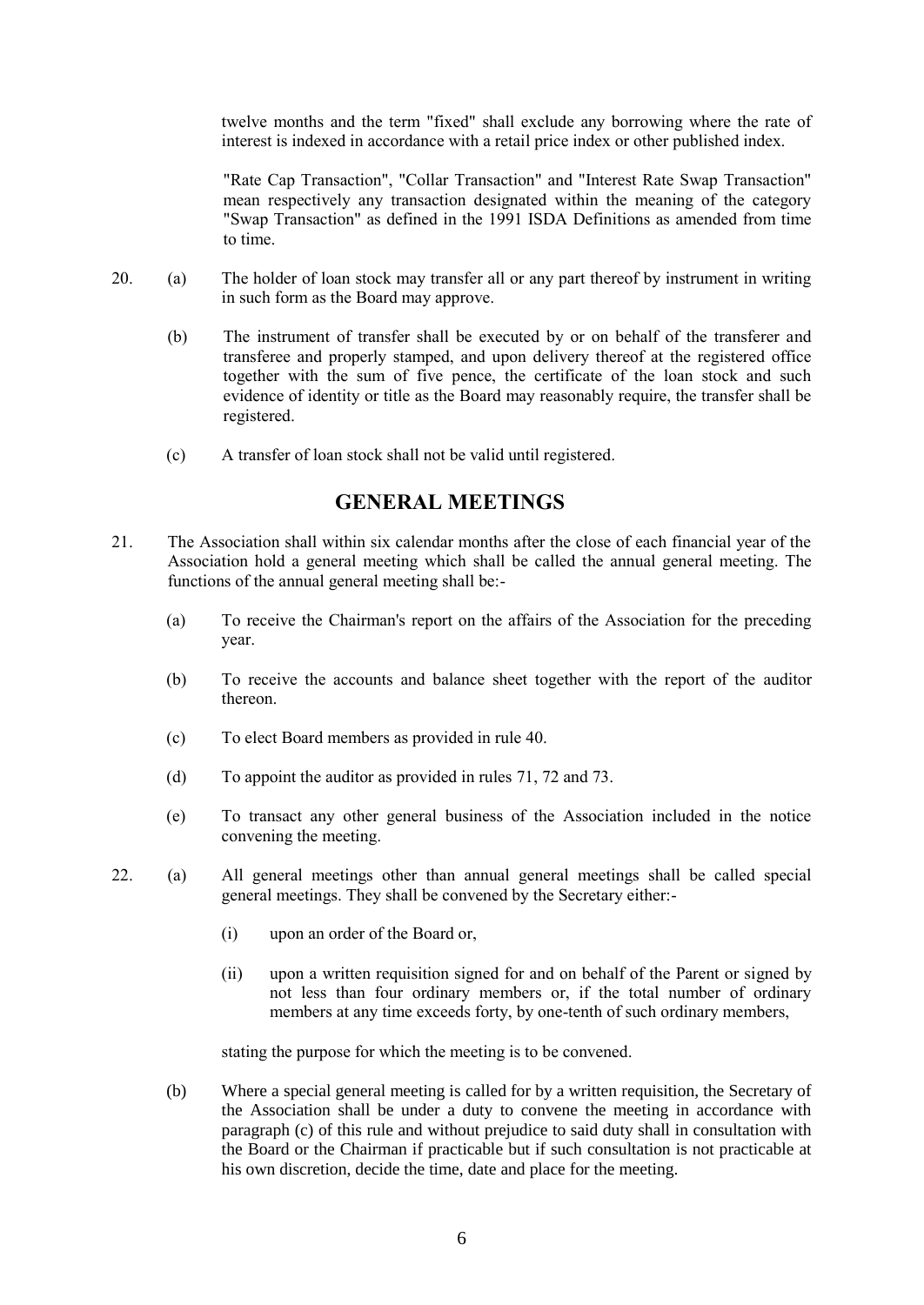twelve months and the term "fixed" shall exclude any borrowing where the rate of interest is indexed in accordance with a retail price index or other published index.

"Rate Cap Transaction", "Collar Transaction" and "Interest Rate Swap Transaction" mean respectively any transaction designated within the meaning of the category "Swap Transaction" as defined in the 1991 ISDA Definitions as amended from time to time.

20. (a) The holder of loan stock may transfer all or any part thereof by instrument in writing in such form as the Board may approve.

(b) The instrument of transfer shall be executed by or on behalf of the transferer and transferee and properly stamped, and upon delivery thereof at the registered office together with the sum of five pence, the certificate of the loan stock and such evidence of identity or title as the Board may reasonably require, the transfer shall be registered.

(c) A transfer of loan stock shall not be valid until registered.

## GENERAL MEETINGS

21. The Association shall within six calendar months after the close of each financial year of the Association hold a general meeting which shall be called the annual general meeting. The functions of the annual general meeting shall be:-

(a) To receive the Chairman's report on the affairs of the Association for the preceding year.

(b) To receive the accounts and balance sheet together with the report of the auditor thereon.

(c) To elect Board members as provided in rule 40.

(d) To appoint the auditor as provided in rules 71, 72 and 73.

(e) To transact any other general business of the Association included in the notice convening the meeting.

22. (a) All general meetings other than annual general meetings shall be called special general meetings. They shall be convened by the Secretary either:-

(i) upon an order of the Board or,

(ii) upon a written requisition signed for and on behalf of the Parent or signed by not less than four ordinary members or, if the total number of ordinary members at any time exceeds forty, by one-tenth of such ordinary members,

stating the purpose for which the meeting is to be convened.

(b) Where a special general meeting is called for by a written requisition, the Secretary of the Association shall be under a duty to convene the meeting in accordance with paragraph (c) of this rule and without prejudice to said duty shall in consultation with the Board or the Chairman if practicable but if such consultation is not practicable at his own discretion, decide the time, date and place for the meeting.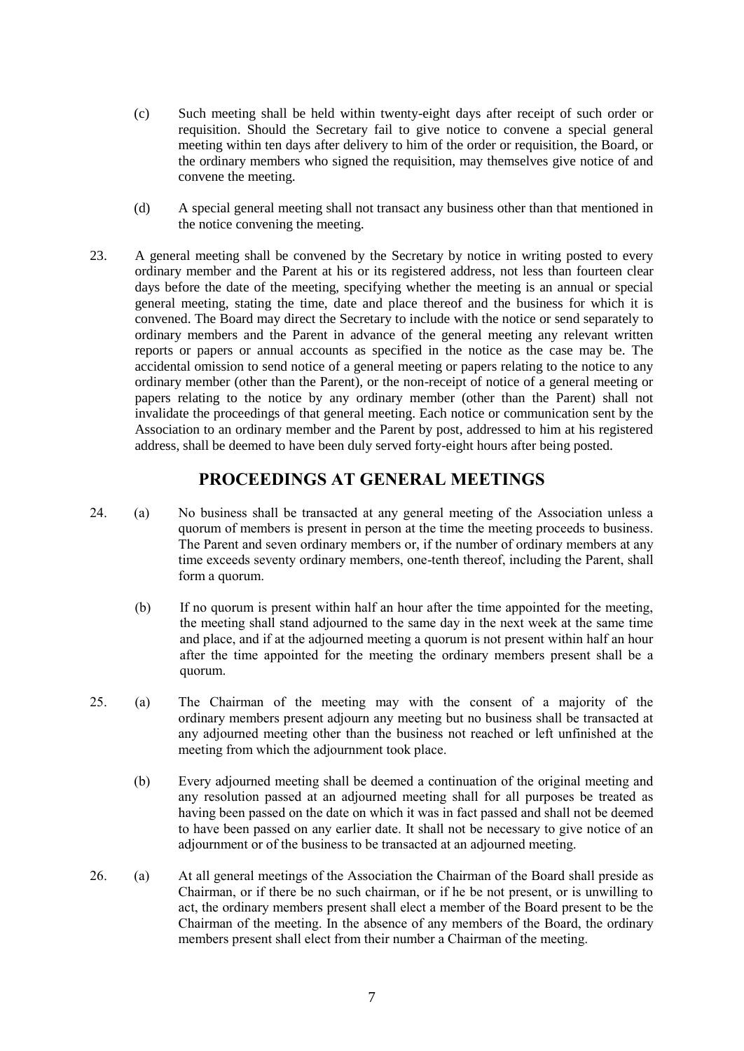(c) Such meeting shall be held within twenty-eight days after receipt of such order or requisition. Should the Secretary fail to give notice to convene a special general meeting within ten days after delivery to him of the order or requisition, the Board, or the ordinary members who signed the requisition, may themselves give notice of and convene the meeting.

(d) A special general meeting shall not transact any business other than that mentioned in the notice convening the meeting.

23. A general meeting shall be convened by the Secretary by notice in writing posted to every ordinary member and the Parent at his or its registered address, not less than fourteen clear days before the date of the meeting, specifying whether the meeting is an annual or special general meeting, stating the time, date and place thereof and the business for which it is convened. The Board may direct the Secretary to include with the notice or send separately to ordinary members and the Parent in advance of the general meeting any relevant written reports or papers or annual accounts as specified in the notice as the case may be. The accidental omission to send notice of a general meeting or papers relating to the notice to any ordinary member (other than the Parent), or the non-receipt of notice of a general meeting or papers relating to the notice by any ordinary member (other than the Parent) shall not invalidate the proceedings of that general meeting. Each notice or communication sent by the Association to an ordinary member and the Parent by post, addressed to him at his registered address, shall be deemed to have been duly served forty-eight hours after being posted.

## PROCEEDINGS AT GENERAL MEETINGS

24. (a) No business shall be transacted at any general meeting of the Association unless a quorum of members is present in person at the time the meeting proceeds to business. The Parent and seven ordinary members or, if the number of ordinary members at any time exceeds seventy ordinary members, one-tenth thereof, including the Parent, shall form a quorum.

(b) If no quorum is present within half an hour after the time appointed for the meeting, the meeting shall stand adjourned to the same day in the next week at the same time and place, and if at the adjourned meeting a quorum is not present within half an hour after the time appointed for the meeting the ordinary members present shall be a quorum.

25. (a) The Chairman of the meeting may with the consent of a majority of the ordinary members present adjourn any meeting but no business shall be transacted at any adjourned meeting other than the business not reached or left unfinished at the meeting from which the adjournment took place.

(b) Every adjourned meeting shall be deemed a continuation of the original meeting and any resolution passed at an adjourned meeting shall for all purposes be treated as having been passed on the date on which it was in fact passed and shall not be deemed to have been passed on any earlier date. It shall not be necessary to give notice of an adjournment or of the business to be transacted at an adjourned meeting.

26. (a) At all general meetings of the Association the Chairman of the Board shall preside as Chairman, or if there be no such chairman, or if he be not present, or is unwilling to act, the ordinary members present shall elect a member of the Board present to be the Chairman of the meeting. In the absence of any members of the Board, the ordinary members present shall elect from their number a Chairman of the meeting.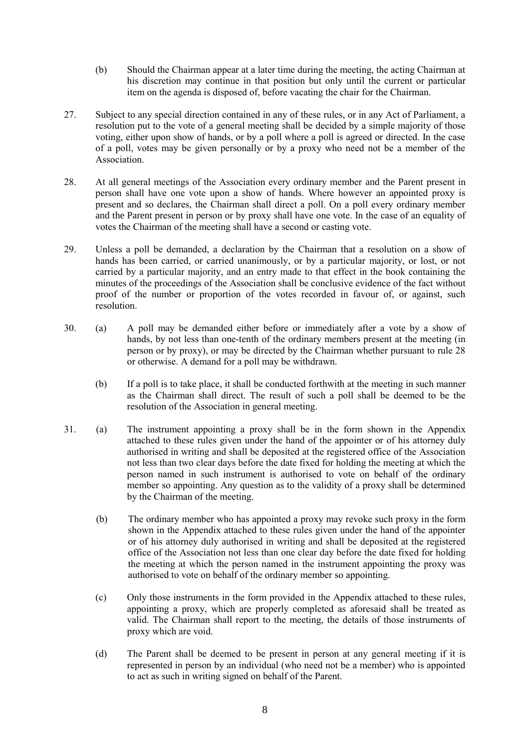(b) Should the Chairman appear at a later time during the meeting, the acting Chairman at his discretion may continue in that position but only until the current or particular item on the agenda is disposed of, before vacating the chair for the Chairman.

27. Subject to any special direction contained in any of these rules, or in any Act of Parliament, a resolution put to the vote of a general meeting shall be decided by a simple majority of those voting, either upon show of hands, or by a poll where a poll is agreed or directed. In the case of a poll, votes may be given personally or by a proxy who need not be a member of the Association.

28. At all general meetings of the Association every ordinary member and the Parent present in person shall have one vote upon a show of hands. Where however an appointed proxy is present and so declares, the Chairman shall direct a poll. On a poll every ordinary member and the Parent present in person or by proxy shall have one vote. In the case of an equality of votes the Chairman of the meeting shall have a second or casting vote.

29. Unless a poll be demanded, a declaration by the Chairman that a resolution on a show of hands has been carried, or carried unanimously, or by a particular majority, or lost, or not carried by a particular majority, and an entry made to that effect in the book containing the minutes of the proceedings of the Association shall be conclusive evidence of the fact without proof of the number or proportion of the votes recorded in favour of, or against, such resolution.

30. (a) A poll may be demanded either before or immediately after a vote by a show of hands, by not less than one-tenth of the ordinary members present at the meeting (in person or by proxy), or may be directed by the Chairman whether pursuant to rule 28 or otherwise. A demand for a poll may be withdrawn.

(b) If a poll is to take place, it shall be conducted forthwith at the meeting in such manner as the Chairman shall direct. The result of such a poll shall be deemed to be the resolution of the Association in general meeting.

31. (a) The instrument appointing a proxy shall be in the form shown in the Appendix attached to these rules given under the hand of the appointer or of his attorney duly authorised in writing and shall be deposited at the registered office of the Association not less than two clear days before the date fixed for holding the meeting at which the person named in such instrument is authorised to vote on behalf of the ordinary member so appointing. Any question as to the validity of a proxy shall be determined by the Chairman of the meeting.

(b) The ordinary member who has appointed a proxy may revoke such proxy in the form shown in the Appendix attached to these rules given under the hand of the appointer or of his attorney duly authorised in writing and shall be deposited at the registered office of the Association not less than one clear day before the date fixed for holding the meeting at which the person named in the instrument appointing the proxy was authorised to vote on behalf of the ordinary member so appointing.

(c) Only those instruments in the form provided in the Appendix attached to these rules, appointing a proxy, which are properly completed as aforesaid shall be treated as valid. The Chairman shall report to the meeting, the details of those instruments of proxy which are void.

(d) The Parent shall be deemed to be present in person at any general meeting if it is represented in person by an individual (who need not be a member) who is appointed to act as such in writing signed on behalf of the Parent.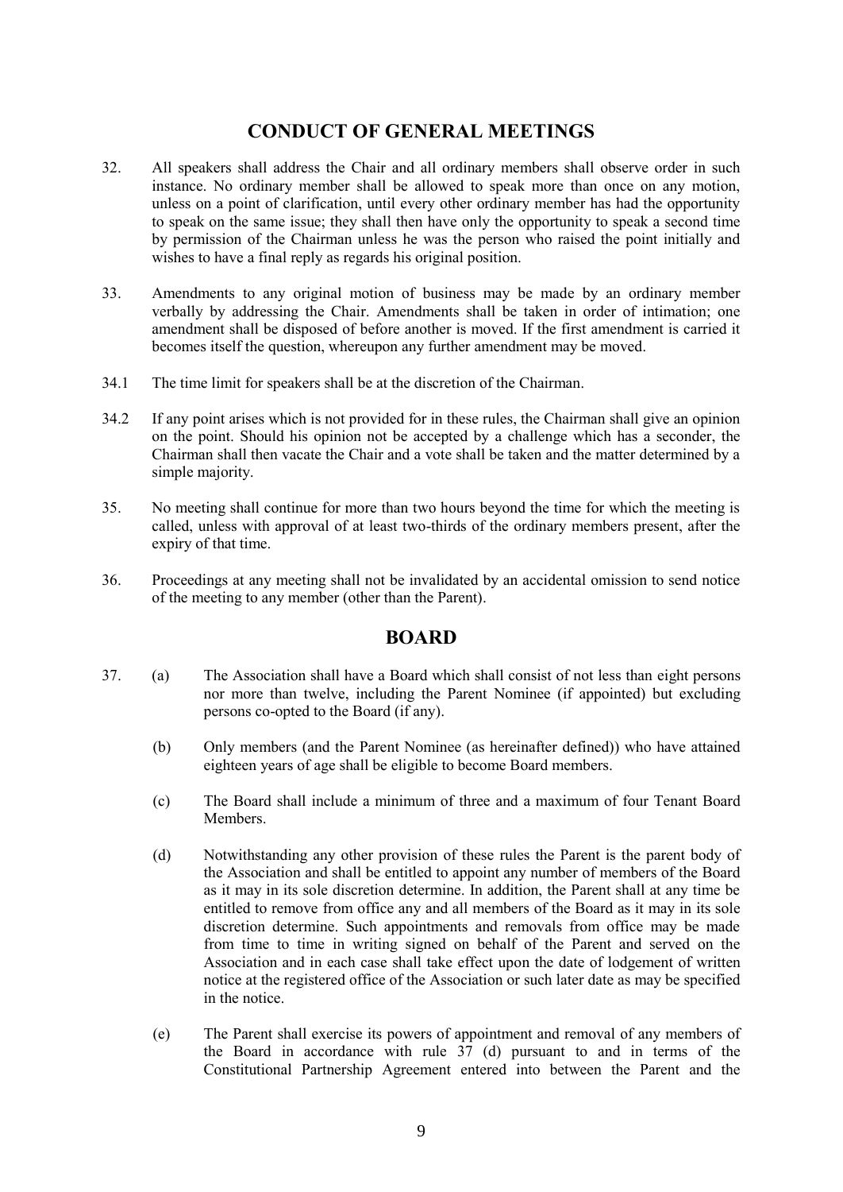## CONDUCT OF GENERAL MEETINGS

32. All speakers shall address the Chair and all ordinary members shall observe order in such instance. No ordinary member shall be allowed to speak more than once on any motion, unless on a point of clarification, until every other ordinary member has had the opportunity to speak on the same issue; they shall then have only the opportunity to speak a second time by permission of the Chairman unless he was the person who raised the point initially and wishes to have a final reply as regards his original position.

33. Amendments to any original motion of business may be made by an ordinary member verbally by addressing the Chair. Amendments shall be taken in order of intimation; one amendment shall be disposed of before another is moved. If the first amendment is carried it becomes itself the question, whereupon any further amendment may be moved.

34.1 The time limit for speakers shall be at the discretion of the Chairman.

34.2 If any point arises which is not provided for in these rules, the Chairman shall give an opinion on the point. Should his opinion not be accepted by a challenge which has a seconder, the Chairman shall then vacate the Chair and a vote shall be taken and the matter determined by a simple majority.

35. No meeting shall continue for more than two hours beyond the time for which the meeting is called, unless with approval of at least two-thirds of the ordinary members present, after the expiry of that time.

36. Proceedings at any meeting shall not be invalidated by an accidental omission to send notice of the meeting to any member (other than the Parent).

## BOARD

37. (a) The Association shall have a Board which shall consist of not less than eight persons nor more than twelve, including the Parent Nominee (if appointed) but excluding persons co-opted to the Board (if any).

    (b) Only members (and the Parent Nominee (as hereinafter defined)) who have attained eighteen years of age shall be eligible to become Board members.

    (c) The Board shall include a minimum of three and a maximum of four Tenant Board Members.

    (d) Notwithstanding any other provision of these rules the Parent is the parent body of the Association and shall be entitled to appoint any number of members of the Board as it may in its sole discretion determine. In addition, the Parent shall at any time be entitled to remove from office any and all members of the Board as it may in its sole discretion determine. Such appointments and removals from office may be made from time to time in writing signed on behalf of the Parent and served on the Association and in each case shall take effect upon the date of lodgement of written notice at the registered office of the Association or such later date as may be specified in the notice.

    (e) The Parent shall exercise its powers of appointment and removal of any members of the Board in accordance with rule 37 (d) pursuant to and in terms of the Constitutional Partnership Agreement entered into between the Parent and the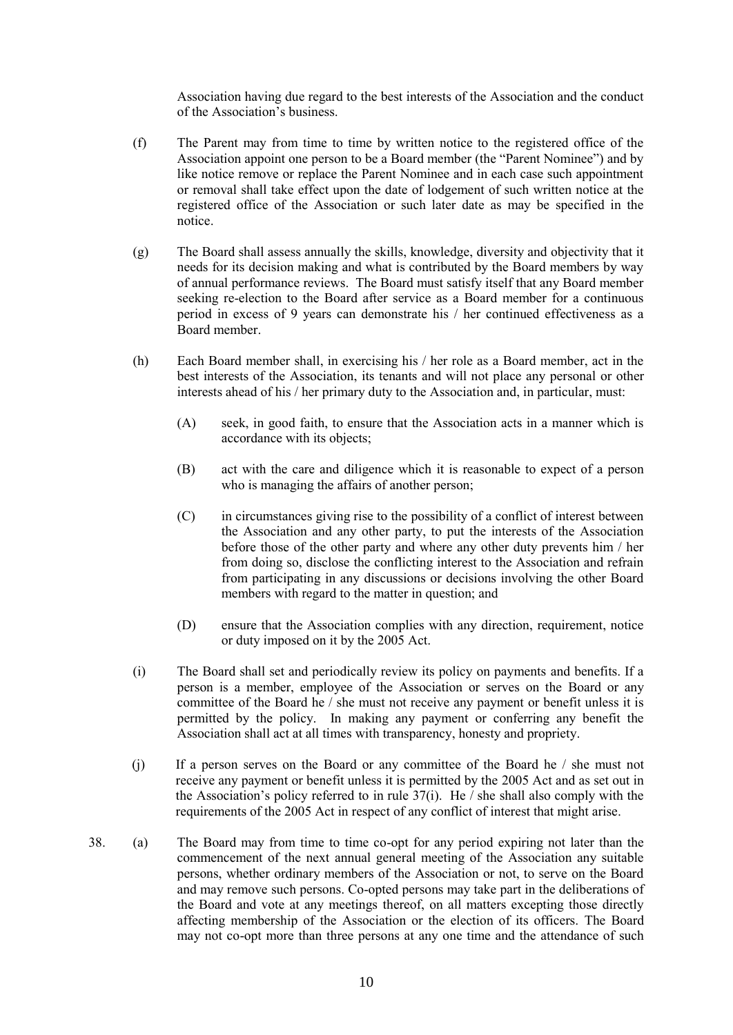Association having due regard to the best interests of the Association and the conduct of the Association's business.

(f) The Parent may from time to time by written notice to the registered office of the Association appoint one person to be a Board member (the "Parent Nominee") and by like notice remove or replace the Parent Nominee and in each case such appointment or removal shall take effect upon the date of lodgement of such written notice at the registered office of the Association or such later date as may be specified in the notice.

(g) The Board shall assess annually the skills, knowledge, diversity and objectivity that it needs for its decision making and what is contributed by the Board members by way of annual performance reviews. The Board must satisfy itself that any Board member seeking re-election to the Board after service as a Board member for a continuous period in excess of 9 years can demonstrate his / her continued effectiveness as a Board member.

(h) Each Board member shall, in exercising his / her role as a Board member, act in the best interests of the Association, its tenants and will not place any personal or other interests ahead of his / her primary duty to the Association and, in particular, must:

   (A) seek, in good faith, to ensure that the Association acts in a manner which is accordance with its objects;

   (B) act with the care and diligence which it is reasonable to expect of a person who is managing the affairs of another person;

   (C) in circumstances giving rise to the possibility of a conflict of interest between the Association and any other party, to put the interests of the Association before those of the other party and where any other duty prevents him / her from doing so, disclose the conflicting interest to the Association and refrain from participating in any discussions or decisions involving the other Board members with regard to the matter in question; and

   (D) ensure that the Association complies with any direction, requirement, notice or duty imposed on it by the 2005 Act.

(i) The Board shall set and periodically review its policy on payments and benefits. If a person is a member, employee of the Association or serves on the Board or any committee of the Board he / she must not receive any payment or benefit unless it is permitted by the policy. In making any payment or conferring any benefit the Association shall act at all times with transparency, honesty and propriety.

(j) If a person serves on the Board or any committee of the Board he / she must not receive any payment or benefit unless it is permitted by the 2005 Act and as set out in the Association's policy referred to in rule 37(i). He / she shall also comply with the requirements of the 2005 Act in respect of any conflict of interest that might arise.

38. (a) The Board may from time to time co-opt for any period expiring not later than the commencement of the next annual general meeting of the Association any suitable persons, whether ordinary members of the Association or not, to serve on the Board and may remove such persons. Co-opted persons may take part in the deliberations of the Board and vote at any meetings thereof, on all matters excepting those directly affecting membership of the Association or the election of its officers. The Board may not co-opt more than three persons at any one time and the attendance of such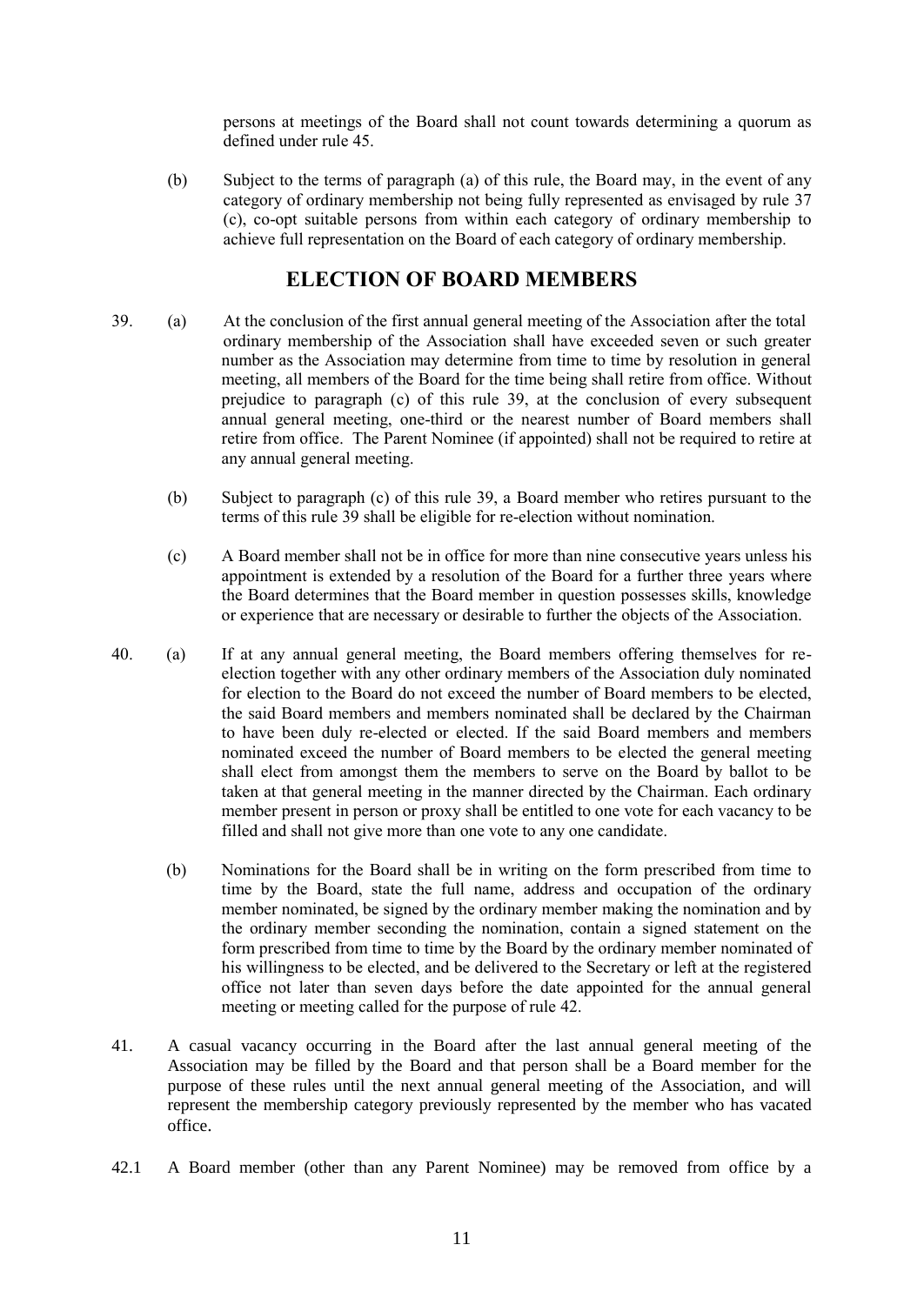persons at meetings of the Board shall not count towards determining a quorum as defined under rule 45.

(b) Subject to the terms of paragraph (a) of this rule, the Board may, in the event of any category of ordinary membership not being fully represented as envisaged by rule 37 (c), co-opt suitable persons from within each category of ordinary membership to achieve full representation on the Board of each category of ordinary membership.

## ELECTION OF BOARD MEMBERS

39. (a) At the conclusion of the first annual general meeting of the Association after the total ordinary membership of the Association shall have exceeded seven or such greater number as the Association may determine from time to time by resolution in general meeting, all members of the Board for the time being shall retire from office. Without prejudice to paragraph (c) of this rule 39, at the conclusion of every subsequent annual general meeting, one-third or the nearest number of Board members shall retire from office. The Parent Nominee (if appointed) shall not be required to retire at any annual general meeting.

(b) Subject to paragraph (c) of this rule 39, a Board member who retires pursuant to the terms of this rule 39 shall be eligible for re-election without nomination.

(c) A Board member shall not be in office for more than nine consecutive years unless his appointment is extended by a resolution of the Board for a further three years where the Board determines that the Board member in question possesses skills, knowledge or experience that are necessary or desirable to further the objects of the Association.

40. (a) If at any annual general meeting, the Board members offering themselves for re-election together with any other ordinary members of the Association duly nominated for election to the Board do not exceed the number of Board members to be elected, the said Board members and members nominated shall be declared by the Chairman to have been duly re-elected or elected. If the said Board members and members nominated exceed the number of Board members to be elected the general meeting shall elect from amongst them the members to serve on the Board by ballot to be taken at that general meeting in the manner directed by the Chairman. Each ordinary member present in person or proxy shall be entitled to one vote for each vacancy to be filled and shall not give more than one vote to any one candidate.

(b) Nominations for the Board shall be in writing on the form prescribed from time to time by the Board, state the full name, address and occupation of the ordinary member nominated, be signed by the ordinary member making the nomination and by the ordinary member seconding the nomination, contain a signed statement on the form prescribed from time to time by the Board by the ordinary member nominated of his willingness to be elected, and be delivered to the Secretary or left at the registered office not later than seven days before the date appointed for the annual general meeting or meeting called for the purpose of rule 42.

41. A casual vacancy occurring in the Board after the last annual general meeting of the Association may be filled by the Board and that person shall be a Board member for the purpose of these rules until the next annual general meeting of the Association, and will represent the membership category previously represented by the member who has vacated office.

42.1 A Board member (other than any Parent Nominee) may be removed from office by a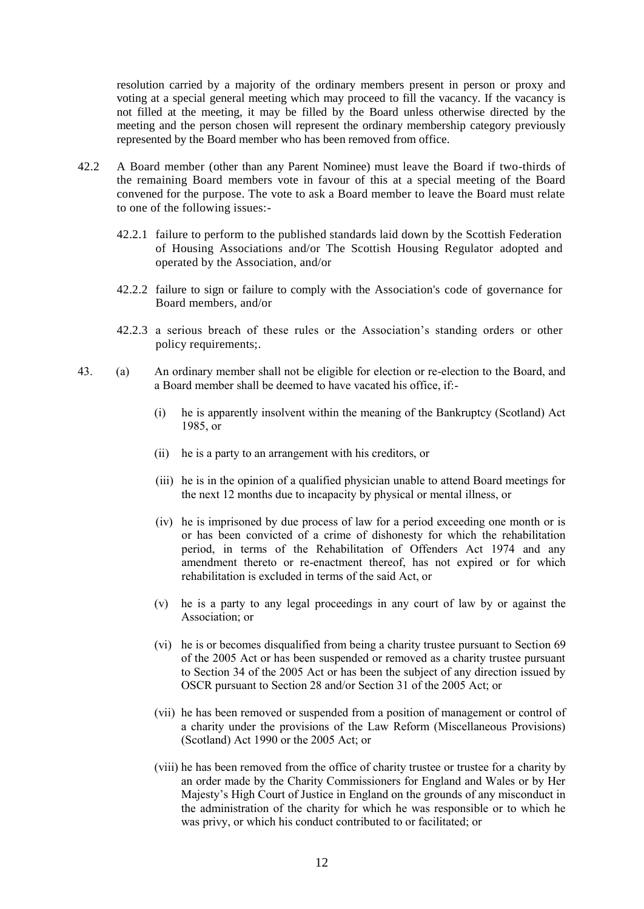resolution carried by a majority of the ordinary members present in person or proxy and voting at a special general meeting which may proceed to fill the vacancy. If the vacancy is not filled at the meeting, it may be filled by the Board unless otherwise directed by the meeting and the person chosen will represent the ordinary membership category previously represented by the Board member who has been removed from office.

42.2 A Board member (other than any Parent Nominee) must leave the Board if two-thirds of the remaining Board members vote in favour of this at a special meeting of the Board convened for the purpose. The vote to ask a Board member to leave the Board must relate to one of the following issues:-

42.2.1 failure to perform to the published standards laid down by the Scottish Federation of Housing Associations and/or The Scottish Housing Regulator adopted and operated by the Association, and/or

42.2.2 failure to sign or failure to comply with the Association's code of governance for Board members, and/or

42.2.3 a serious breach of these rules or the Association's standing orders or other policy requirements;.

43. (a) An ordinary member shall not be eligible for election or re-election to the Board, and a Board member shall be deemed to have vacated his office, if:-

(i) he is apparently insolvent within the meaning of the Bankruptcy (Scotland) Act 1985, or

(ii) he is a party to an arrangement with his creditors, or

(iii) he is in the opinion of a qualified physician unable to attend Board meetings for the next 12 months due to incapacity by physical or mental illness, or

(iv) he is imprisoned by due process of law for a period exceeding one month or is or has been convicted of a crime of dishonesty for which the rehabilitation period, in terms of the Rehabilitation of Offenders Act 1974 and any amendment thereto or re-enactment thereof, has not expired or for which rehabilitation is excluded in terms of the said Act, or

(v) he is a party to any legal proceedings in any court of law by or against the Association; or

(vi) he is or becomes disqualified from being a charity trustee pursuant to Section 69 of the 2005 Act or has been suspended or removed as a charity trustee pursuant to Section 34 of the 2005 Act or has been the subject of any direction issued by OSCR pursuant to Section 28 and/or Section 31 of the 2005 Act; or

(vii) he has been removed or suspended from a position of management or control of a charity under the provisions of the Law Reform (Miscellaneous Provisions) (Scotland) Act 1990 or the 2005 Act; or

(viii) he has been removed from the office of charity trustee or trustee for a charity by an order made by the Charity Commissioners for England and Wales or by Her Majesty's High Court of Justice in England on the grounds of any misconduct in the administration of the charity for which he was responsible or to which he was privy, or which his conduct contributed to or facilitated; or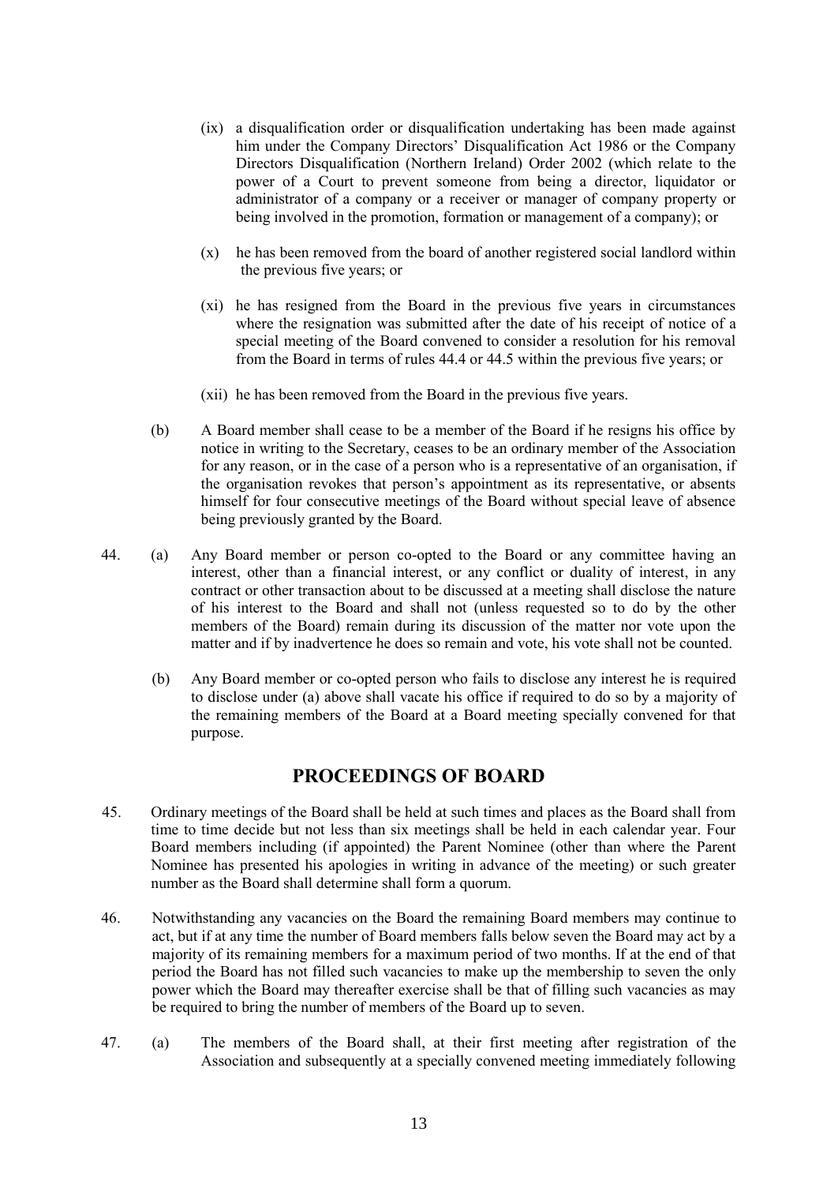(ix) a disqualification order or disqualification undertaking has been made against him under the Company Directors' Disqualification Act 1986 or the Company Directors Disqualification (Northern Ireland) Order 2002 (which relate to the power of a Court to prevent someone from being a director, liquidator or administrator of a company or a receiver or manager of company property or being involved in the promotion, formation or management of a company); or

(x) he has been removed from the board of another registered social landlord within the previous five years; or

(xi) he has resigned from the Board in the previous five years in circumstances where the resignation was submitted after the date of his receipt of notice of a special meeting of the Board convened to consider a resolution for his removal from the Board in terms of rules 44.4 or 44.5 within the previous five years; or

(xii) he has been removed from the Board in the previous five years.

(b) A Board member shall cease to be a member of the Board if he resigns his office by notice in writing to the Secretary, ceases to be an ordinary member of the Association for any reason, or in the case of a person who is a representative of an organisation, if the organisation revokes that person's appointment as its representative, or absents himself for four consecutive meetings of the Board without special leave of absence being previously granted by the Board.

44. (a) Any Board member or person co-opted to the Board or any committee having an interest, other than a financial interest, or any conflict or duality of interest, in any contract or other transaction about to be discussed at a meeting shall disclose the nature of his interest to the Board and shall not (unless requested so to do by the other members of the Board) remain during its discussion of the matter nor vote upon the matter and if by inadvertence he does so remain and vote, his vote shall not be counted.

(b) Any Board member or co-opted person who fails to disclose any interest he is required to disclose under (a) above shall vacate his office if required to do so by a majority of the remaining members of the Board at a Board meeting specially convened for that purpose.

## PROCEEDINGS OF BOARD

45. Ordinary meetings of the Board shall be held at such times and places as the Board shall from time to time decide but not less than six meetings shall be held in each calendar year. Four Board members including (if appointed) the Parent Nominee (other than where the Parent Nominee has presented his apologies in writing in advance of the meeting) or such greater number as the Board shall determine shall form a quorum.

46. Notwithstanding any vacancies on the Board the remaining Board members may continue to act, but if at any time the number of Board members falls below seven the Board may act by a majority of its remaining members for a maximum period of two months. If at the end of that period the Board has not filled such vacancies to make up the membership to seven the only power which the Board may thereafter exercise shall be that of filling such vacancies as may be required to bring the number of members of the Board up to seven.

47. (a) The members of the Board shall, at their first meeting after registration of the Association and subsequently at a specially convened meeting immediately following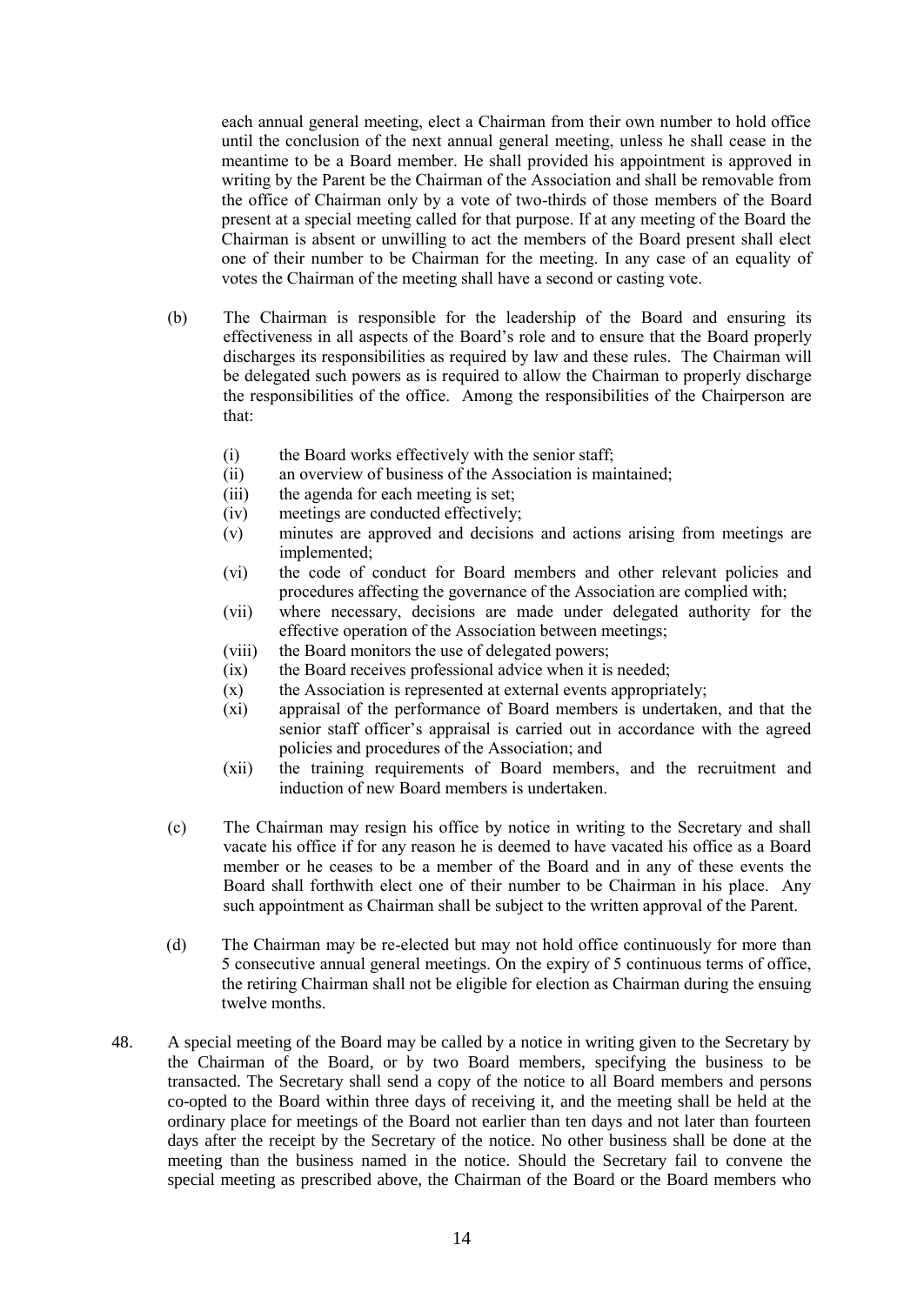each annual general meeting, elect a Chairman from their own number to hold office until the conclusion of the next annual general meeting, unless he shall cease in the meantime to be a Board member. He shall provided his appointment is approved in writing by the Parent be the Chairman of the Association and shall be removable from the office of Chairman only by a vote of two-thirds of those members of the Board present at a special meeting called for that purpose. If at any meeting of the Board the Chairman is absent or unwilling to act the members of the Board present shall elect one of their number to be Chairman for the meeting. In any case of an equality of votes the Chairman of the meeting shall have a second or casting vote.

(b) The Chairman is responsible for the leadership of the Board and ensuring its effectiveness in all aspects of the Board's role and to ensure that the Board properly discharges its responsibilities as required by law and these rules. The Chairman will be delegated such powers as is required to allow the Chairman to properly discharge the responsibilities of the office. Among the responsibilities of the Chairperson are that:

- (i) the Board works effectively with the senior staff;
- (ii) an overview of business of the Association is maintained;
- (iii) the agenda for each meeting is set;
- (iv) meetings are conducted effectively;
- (v) minutes are approved and decisions and actions arising from meetings are implemented;
- (vi) the code of conduct for Board members and other relevant policies and procedures affecting the governance of the Association are complied with;
- (vii) where necessary, decisions are made under delegated authority for the effective operation of the Association between meetings;
- (viii) the Board monitors the use of delegated powers;
- (ix) the Board receives professional advice when it is needed;
- (x) the Association is represented at external events appropriately;
- (xi) appraisal of the performance of Board members is undertaken, and that the senior staff officer's appraisal is carried out in accordance with the agreed policies and procedures of the Association; and
- (xii) the training requirements of Board members, and the recruitment and induction of new Board members is undertaken.

(c) The Chairman may resign his office by notice in writing to the Secretary and shall vacate his office if for any reason he is deemed to have vacated his office as a Board member or he ceases to be a member of the Board and in any of these events the Board shall forthwith elect one of their number to be Chairman in his place. Any such appointment as Chairman shall be subject to the written approval of the Parent.

(d) The Chairman may be re-elected but may not hold office continuously for more than 5 consecutive annual general meetings. On the expiry of 5 continuous terms of office, the retiring Chairman shall not be eligible for election as Chairman during the ensuing twelve months.

48. A special meeting of the Board may be called by a notice in writing given to the Secretary by the Chairman of the Board, or by two Board members, specifying the business to be transacted. The Secretary shall send a copy of the notice to all Board members and persons co-opted to the Board within three days of receiving it, and the meeting shall be held at the ordinary place for meetings of the Board not earlier than ten days and not later than fourteen days after the receipt by the Secretary of the notice. No other business shall be done at the meeting than the business named in the notice. Should the Secretary fail to convene the special meeting as prescribed above, the Chairman of the Board or the Board members who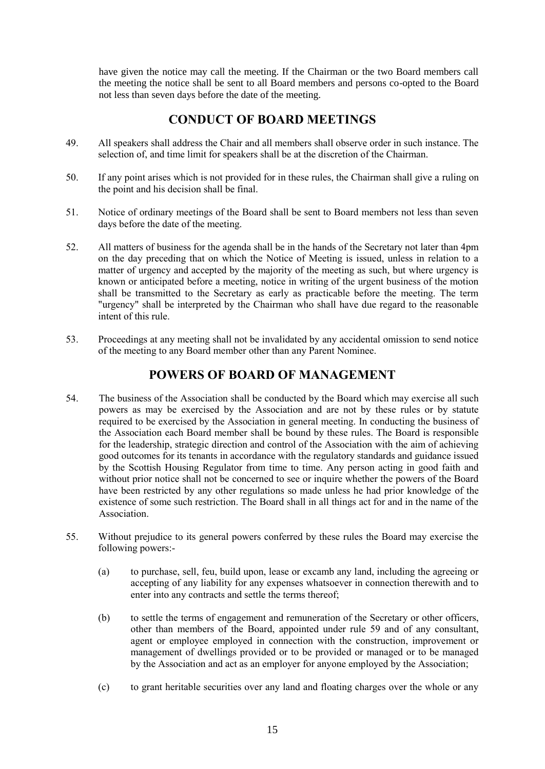have given the notice may call the meeting. If the Chairman or the two Board members call the meeting the notice shall be sent to all Board members and persons co-opted to the Board not less than seven days before the date of the meeting.

## CONDUCT OF BOARD MEETINGS

49. All speakers shall address the Chair and all members shall observe order in such instance. The selection of, and time limit for speakers shall be at the discretion of the Chairman.

50. If any point arises which is not provided for in these rules, the Chairman shall give a ruling on the point and his decision shall be final.

51. Notice of ordinary meetings of the Board shall be sent to Board members not less than seven days before the date of the meeting.

52. All matters of business for the agenda shall be in the hands of the Secretary not later than 4pm on the day preceding that on which the Notice of Meeting is issued, unless in relation to a matter of urgency and accepted by the majority of the meeting as such, but where urgency is known or anticipated before a meeting, notice in writing of the urgent business of the motion shall be transmitted to the Secretary as early as practicable before the meeting. The term "urgency" shall be interpreted by the Chairman who shall have due regard to the reasonable intent of this rule.

53. Proceedings at any meeting shall not be invalidated by any accidental omission to send notice of the meeting to any Board member other than any Parent Nominee.

## POWERS OF BOARD OF MANAGEMENT

54. The business of the Association shall be conducted by the Board which may exercise all such powers as may be exercised by the Association and are not by these rules or by statute required to be exercised by the Association in general meeting. In conducting the business of the Association each Board member shall be bound by these rules. The Board is responsible for the leadership, strategic direction and control of the Association with the aim of achieving good outcomes for its tenants in accordance with the regulatory standards and guidance issued by the Scottish Housing Regulator from time to time. Any person acting in good faith and without prior notice shall not be concerned to see or inquire whether the powers of the Board have been restricted by any other regulations so made unless he had prior knowledge of the existence of some such restriction. The Board shall in all things act for and in the name of the Association.

55. Without prejudice to its general powers conferred by these rules the Board may exercise the following powers:-

    (a) to purchase, sell, feu, build upon, lease or excamb any land, including the agreeing or accepting of any liability for any expenses whatsoever in connection therewith and to enter into any contracts and settle the terms thereof;

    (b) to settle the terms of engagement and remuneration of the Secretary or other officers, other than members of the Board, appointed under rule 59 and of any consultant, agent or employee employed in connection with the construction, improvement or management of dwellings provided or to be provided or managed or to be managed by the Association and act as an employer for anyone employed by the Association;

    (c) to grant heritable securities over any land and floating charges over the whole or any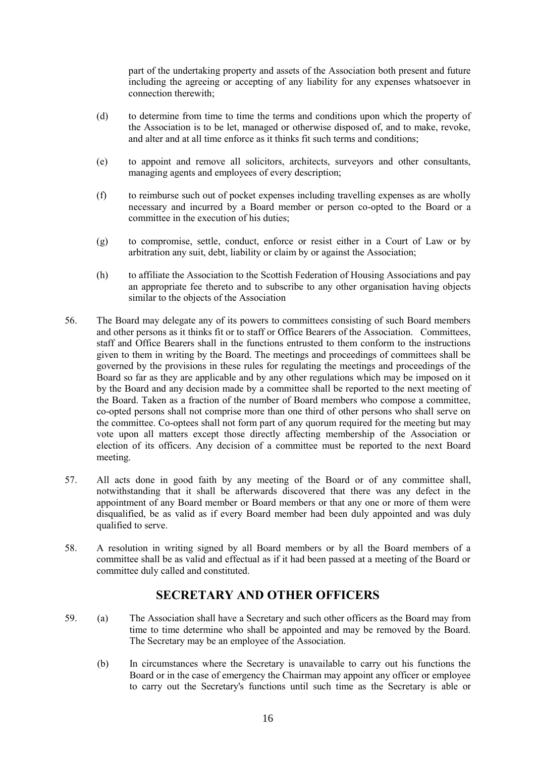part of the undertaking property and assets of the Association both present and future including the agreeing or accepting of any liability for any expenses whatsoever in connection therewith;

(d) to determine from time to time the terms and conditions upon which the property of the Association is to be let, managed or otherwise disposed of, and to make, revoke, and alter and at all time enforce as it thinks fit such terms and conditions;

(e) to appoint and remove all solicitors, architects, surveyors and other consultants, managing agents and employees of every description;

(f) to reimburse such out of pocket expenses including travelling expenses as are wholly necessary and incurred by a Board member or person co-opted to the Board or a committee in the execution of his duties;

(g) to compromise, settle, conduct, enforce or resist either in a Court of Law or by arbitration any suit, debt, liability or claim by or against the Association;

(h) to affiliate the Association to the Scottish Federation of Housing Associations and pay an appropriate fee thereto and to subscribe to any other organisation having objects similar to the objects of the Association

56. The Board may delegate any of its powers to committees consisting of such Board members and other persons as it thinks fit or to staff or Office Bearers of the Association. Committees, staff and Office Bearers shall in the functions entrusted to them conform to the instructions given to them in writing by the Board. The meetings and proceedings of committees shall be governed by the provisions in these rules for regulating the meetings and proceedings of the Board so far as they are applicable and by any other regulations which may be imposed on it by the Board and any decision made by a committee shall be reported to the next meeting of the Board. Taken as a fraction of the number of Board members who compose a committee, co-opted persons shall not comprise more than one third of other persons who shall serve on the committee. Co-optees shall not form part of any quorum required for the meeting but may vote upon all matters except those directly affecting membership of the Association or election of its officers. Any decision of a committee must be reported to the next Board meeting.

57. All acts done in good faith by any meeting of the Board or of any committee shall, notwithstanding that it shall be afterwards discovered that there was any defect in the appointment of any Board member or Board members or that any one or more of them were disqualified, be as valid as if every Board member had been duly appointed and was duly qualified to serve.

58. A resolution in writing signed by all Board members or by all the Board members of a committee shall be as valid and effectual as if it had been passed at a meeting of the Board or committee duly called and constituted.

## SECRETARY AND OTHER OFFICERS

59. (a) The Association shall have a Secretary and such other officers as the Board may from time to time determine who shall be appointed and may be removed by the Board. The Secretary may be an employee of the Association.

(b) In circumstances where the Secretary is unavailable to carry out his functions the Board or in the case of emergency the Chairman may appoint any officer or employee to carry out the Secretary's functions until such time as the Secretary is able or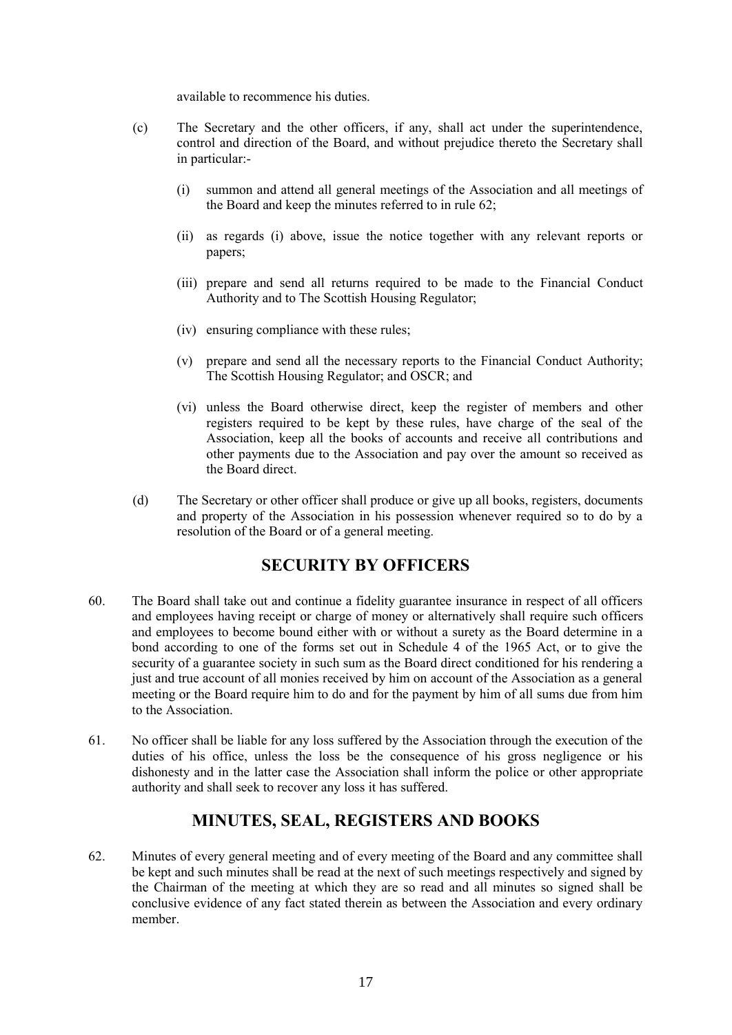available to recommence his duties.

(c) The Secretary and the other officers, if any, shall act under the superintendence, control and direction of the Board, and without prejudice thereto the Secretary shall in particular:-

(i) summon and attend all general meetings of the Association and all meetings of the Board and keep the minutes referred to in rule 62;

(ii) as regards (i) above, issue the notice together with any relevant reports or papers;

(iii) prepare and send all returns required to be made to the Financial Conduct Authority and to The Scottish Housing Regulator;

(iv) ensuring compliance with these rules;

(v) prepare and send all the necessary reports to the Financial Conduct Authority; The Scottish Housing Regulator; and OSCR; and

(vi) unless the Board otherwise direct, keep the register of members and other registers required to be kept by these rules, have charge of the seal of the Association, keep all the books of accounts and receive all contributions and other payments due to the Association and pay over the amount so received as the Board direct.

(d) The Secretary or other officer shall produce or give up all books, registers, documents and property of the Association in his possession whenever required so to do by a resolution of the Board or of a general meeting.

## SECURITY BY OFFICERS

60. The Board shall take out and continue a fidelity guarantee insurance in respect of all officers and employees having receipt or charge of money or alternatively shall require such officers and employees to become bound either with or without a surety as the Board determine in a bond according to one of the forms set out in Schedule 4 of the 1965 Act, or to give the security of a guarantee society in such sum as the Board direct conditioned for his rendering a just and true account of all monies received by him on account of the Association as a general meeting or the Board require him to do and for the payment by him of all sums due from him to the Association.

61. No officer shall be liable for any loss suffered by the Association through the execution of the duties of his office, unless the loss be the consequence of his gross negligence or his dishonesty and in the latter case the Association shall inform the police or other appropriate authority and shall seek to recover any loss it has suffered.

## MINUTES, SEAL, REGISTERS AND BOOKS

62. Minutes of every general meeting and of every meeting of the Board and any committee shall be kept and such minutes shall be read at the next of such meetings respectively and signed by the Chairman of the meeting at which they are so read and all minutes so signed shall be conclusive evidence of any fact stated therein as between the Association and every ordinary member.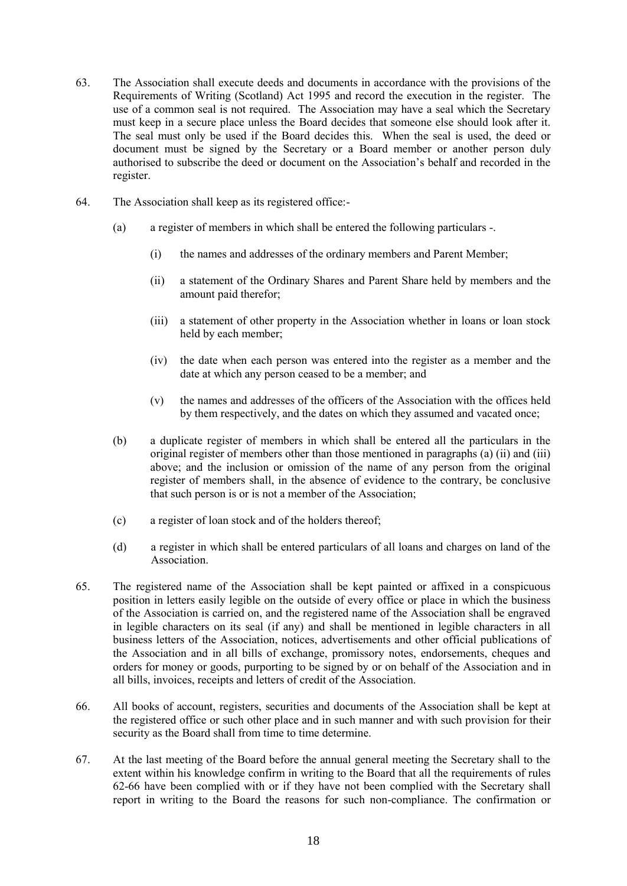63. The Association shall execute deeds and documents in accordance with the provisions of the Requirements of Writing (Scotland) Act 1995 and record the execution in the register. The use of a common seal is not required. The Association may have a seal which the Secretary must keep in a secure place unless the Board decides that someone else should look after it. The seal must only be used if the Board decides this. When the seal is used, the deed or document must be signed by the Secretary or a Board member or another person duly authorised to subscribe the deed or document on the Association's behalf and recorded in the register.

64. The Association shall keep as its registered office:-

    (a) a register of members in which shall be entered the following particulars -.

        (i) the names and addresses of the ordinary members and Parent Member;

        (ii) a statement of the Ordinary Shares and Parent Share held by members and the amount paid therefor;

        (iii) a statement of other property in the Association whether in loans or loan stock held by each member;

        (iv) the date when each person was entered into the register as a member and the date at which any person ceased to be a member; and

        (v) the names and addresses of the officers of the Association with the offices held by them respectively, and the dates on which they assumed and vacated once;

    (b) a duplicate register of members in which shall be entered all the particulars in the original register of members other than those mentioned in paragraphs (a) (ii) and (iii) above; and the inclusion or omission of the name of any person from the original register of members shall, in the absence of evidence to the contrary, be conclusive that such person is or is not a member of the Association;

    (c) a register of loan stock and of the holders thereof;

    (d) a register in which shall be entered particulars of all loans and charges on land of the Association.

65. The registered name of the Association shall be kept painted or affixed in a conspicuous position in letters easily legible on the outside of every office or place in which the business of the Association is carried on, and the registered name of the Association shall be engraved in legible characters on its seal (if any) and shall be mentioned in legible characters in all business letters of the Association, notices, advertisements and other official publications of the Association and in all bills of exchange, promissory notes, endorsements, cheques and orders for money or goods, purporting to be signed by or on behalf of the Association and in all bills, invoices, receipts and letters of credit of the Association.

66. All books of account, registers, securities and documents of the Association shall be kept at the registered office or such other place and in such manner and with such provision for their security as the Board shall from time to time determine.

67. At the last meeting of the Board before the annual general meeting the Secretary shall to the extent within his knowledge confirm in writing to the Board that all the requirements of rules 62-66 have been complied with or if they have not been complied with the Secretary shall report in writing to the Board the reasons for such non-compliance. The confirmation or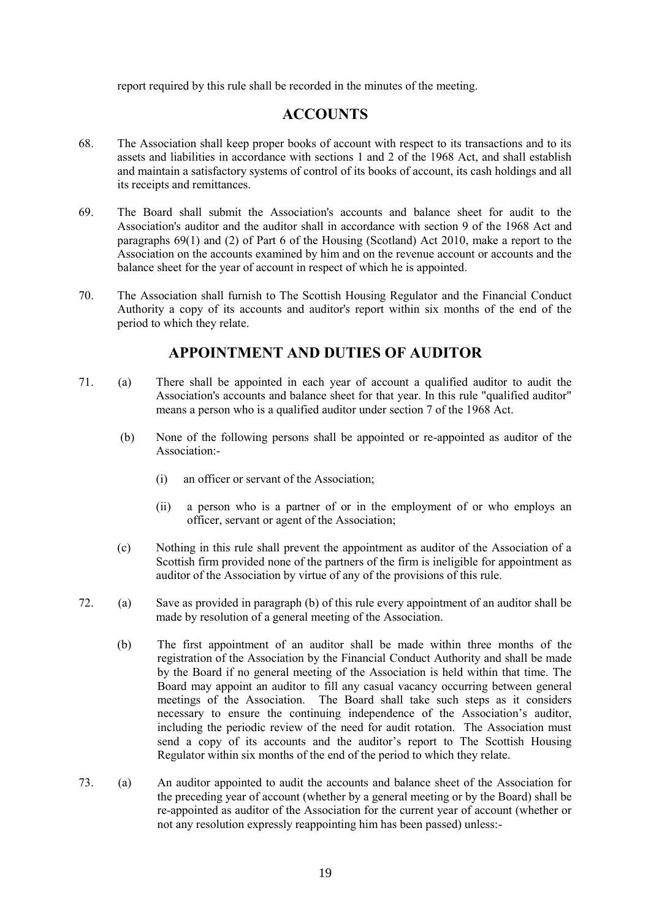report required by this rule shall be recorded in the minutes of the meeting.

## ACCOUNTS

68. The Association shall keep proper books of account with respect to its transactions and to its assets and liabilities in accordance with sections 1 and 2 of the 1968 Act, and shall establish and maintain a satisfactory systems of control of its books of account, its cash holdings and all its receipts and remittances.

69. The Board shall submit the Association's accounts and balance sheet for audit to the Association's auditor and the auditor shall in accordance with section 9 of the 1968 Act and paragraphs 69(1) and (2) of Part 6 of the Housing (Scotland) Act 2010, make a report to the Association on the accounts examined by him and on the revenue account or accounts and the balance sheet for the year of account in respect of which he is appointed.

70. The Association shall furnish to The Scottish Housing Regulator and the Financial Conduct Authority a copy of its accounts and auditor's report within six months of the end of the period to which they relate.

## APPOINTMENT AND DUTIES OF AUDITOR

71. (a) There shall be appointed in each year of account a qualified auditor to audit the Association's accounts and balance sheet for that year. In this rule "qualified auditor" means a person who is a qualified auditor under section 7 of the 1968 Act.

    (b) None of the following persons shall be appointed or re-appointed as auditor of the Association:-

    (i) an officer or servant of the Association;

    (ii) a person who is a partner of or in the employment of or who employs an officer, servant or agent of the Association;

    (c) Nothing in this rule shall prevent the appointment as auditor of the Association of a Scottish firm provided none of the partners of the firm is ineligible for appointment as auditor of the Association by virtue of any of the provisions of this rule.

72. (a) Save as provided in paragraph (b) of this rule every appointment of an auditor shall be made by resolution of a general meeting of the Association.

    (b) The first appointment of an auditor shall be made within three months of the registration of the Association by the Financial Conduct Authority and shall be made by the Board if no general meeting of the Association is held within that time. The Board may appoint an auditor to fill any casual vacancy occurring between general meetings of the Association. The Board shall take such steps as it considers necessary to ensure the continuing independence of the Association's auditor, including the periodic review of the need for audit rotation. The Association must send a copy of its accounts and the auditor's report to The Scottish Housing Regulator within six months of the end of the period to which they relate.

73. (a) An auditor appointed to audit the accounts and balance sheet of the Association for the preceding year of account (whether by a general meeting or by the Board) shall be re-appointed as auditor of the Association for the current year of account (whether or not any resolution expressly reappointing him has been passed) unless:-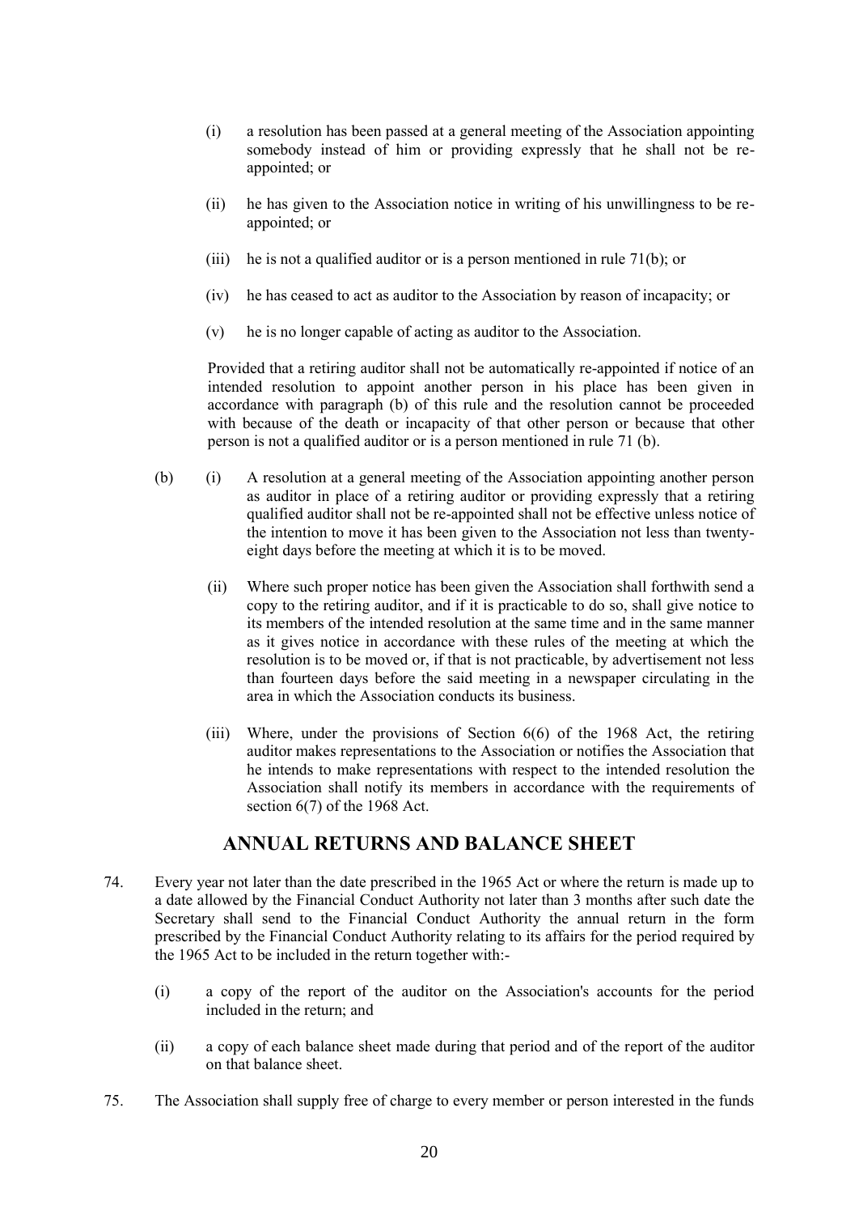(i) a resolution has been passed at a general meeting of the Association appointing somebody instead of him or providing expressly that he shall not be re-appointed; or

(ii) he has given to the Association notice in writing of his unwillingness to be re-appointed; or

(iii) he is not a qualified auditor or is a person mentioned in rule 71(b); or

(iv) he has ceased to act as auditor to the Association by reason of incapacity; or

(v) he is no longer capable of acting as auditor to the Association.

Provided that a retiring auditor shall not be automatically re-appointed if notice of an intended resolution to appoint another person in his place has been given in accordance with paragraph (b) of this rule and the resolution cannot be proceeded with because of the death or incapacity of that other person or because that other person is not a qualified auditor or is a person mentioned in rule 71 (b).

(b) (i) A resolution at a general meeting of the Association appointing another person as auditor in place of a retiring auditor or providing expressly that a retiring qualified auditor shall not be re-appointed shall not be effective unless notice of the intention to move it has been given to the Association not less than twenty-eight days before the meeting at which it is to be moved.

(ii) Where such proper notice has been given the Association shall forthwith send a copy to the retiring auditor, and if it is practicable to do so, shall give notice to its members of the intended resolution at the same time and in the same manner as it gives notice in accordance with these rules of the meeting at which the resolution is to be moved or, if that is not practicable, by advertisement not less than fourteen days before the said meeting in a newspaper circulating in the area in which the Association conducts its business.

(iii) Where, under the provisions of Section 6(6) of the 1968 Act, the retiring auditor makes representations to the Association or notifies the Association that he intends to make representations with respect to the intended resolution the Association shall notify its members in accordance with the requirements of section 6(7) of the 1968 Act.

## ANNUAL RETURNS AND BALANCE SHEET

74. Every year not later than the date prescribed in the 1965 Act or where the return is made up to a date allowed by the Financial Conduct Authority not later than 3 months after such date the Secretary shall send to the Financial Conduct Authority the annual return in the form prescribed by the Financial Conduct Authority relating to its affairs for the period required by the 1965 Act to be included in the return together with:-

(i) a copy of the report of the auditor on the Association's accounts for the period included in the return; and

(ii) a copy of each balance sheet made during that period and of the report of the auditor on that balance sheet.

75. The Association shall supply free of charge to every member or person interested in the funds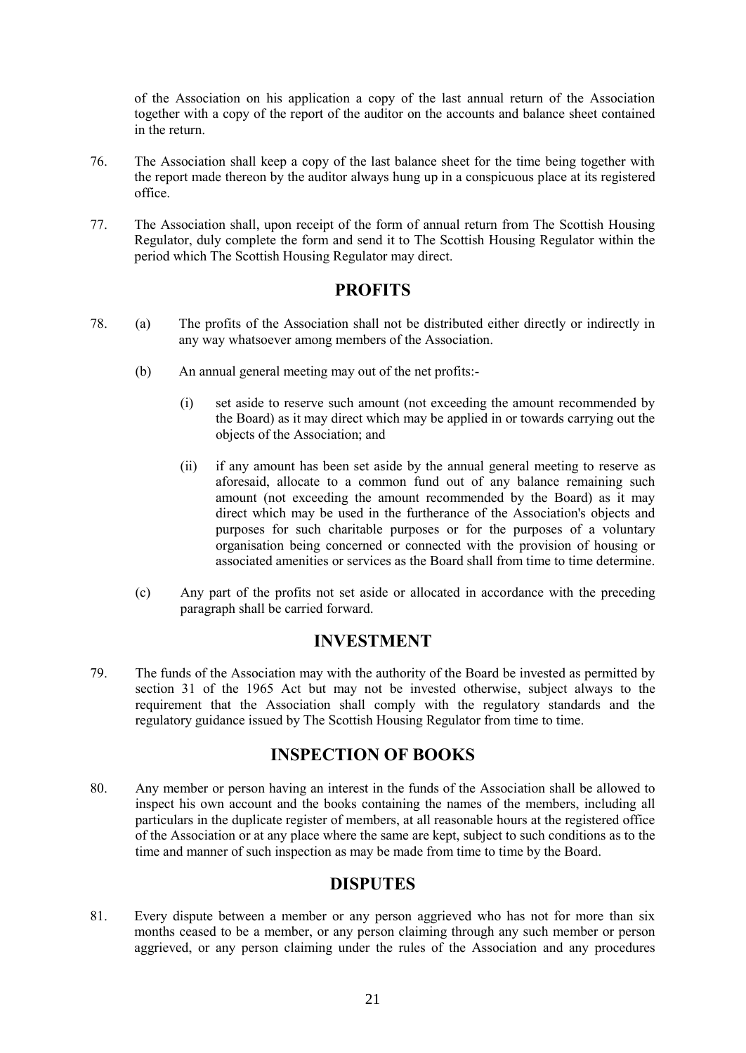of the Association on his application a copy of the last annual return of the Association together with a copy of the report of the auditor on the accounts and balance sheet contained in the return.

76. The Association shall keep a copy of the last balance sheet for the time being together with the report made thereon by the auditor always hung up in a conspicuous place at its registered office.

77. The Association shall, upon receipt of the form of annual return from The Scottish Housing Regulator, duly complete the form and send it to The Scottish Housing Regulator within the period which The Scottish Housing Regulator may direct.

## PROFITS

78. (a) The profits of the Association shall not be distributed either directly or indirectly in any way whatsoever among members of the Association.

    (b) An annual general meeting may out of the net profits:-

        (i) set aside to reserve such amount (not exceeding the amount recommended by the Board) as it may direct which may be applied in or towards carrying out the objects of the Association; and

        (ii) if any amount has been set aside by the annual general meeting to reserve as aforesaid, allocate to a common fund out of any balance remaining such amount (not exceeding the amount recommended by the Board) as it may direct which may be used in the furtherance of the Association's objects and purposes for such charitable purposes or for the purposes of a voluntary organisation being concerned or connected with the provision of housing or associated amenities or services as the Board shall from time to time determine.

    (c) Any part of the profits not set aside or allocated in accordance with the preceding paragraph shall be carried forward.

## INVESTMENT

79. The funds of the Association may with the authority of the Board be invested as permitted by section 31 of the 1965 Act but may not be invested otherwise, subject always to the requirement that the Association shall comply with the regulatory standards and the regulatory guidance issued by The Scottish Housing Regulator from time to time.

## INSPECTION OF BOOKS

80. Any member or person having an interest in the funds of the Association shall be allowed to inspect his own account and the books containing the names of the members, including all particulars in the duplicate register of members, at all reasonable hours at the registered office of the Association or at any place where the same are kept, subject to such conditions as to the time and manner of such inspection as may be made from time to time by the Board.

## DISPUTES

81. Every dispute between a member or any person aggrieved who has not for more than six months ceased to be a member, or any person claiming through any such member or person aggrieved, or any person claiming under the rules of the Association and any procedures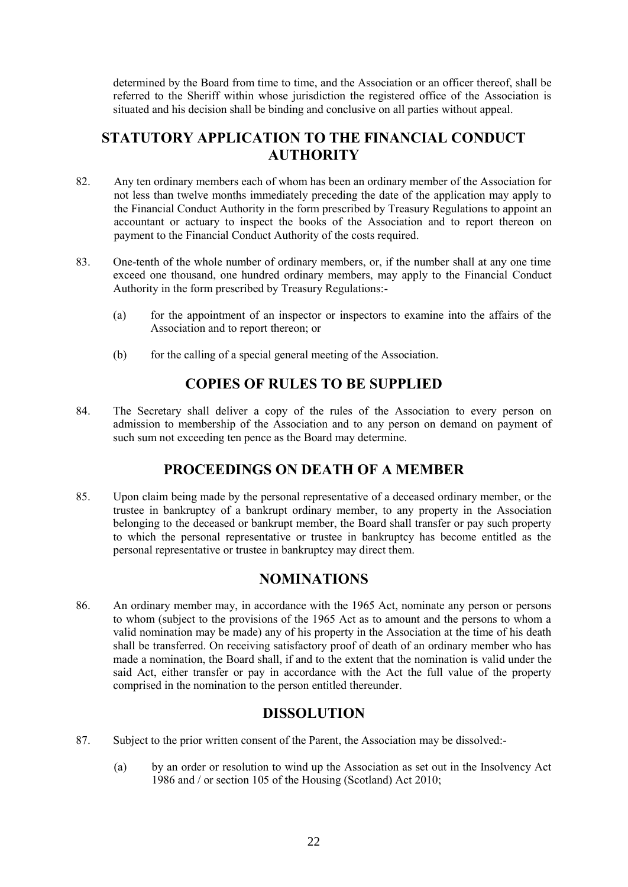determined by the Board from time to time, and the Association or an officer thereof, shall be referred to the Sheriff within whose jurisdiction the registered office of the Association is situated and his decision shall be binding and conclusive on all parties without appeal.

## STATUTORY APPLICATION TO THE FINANCIAL CONDUCT AUTHORITY

82. Any ten ordinary members each of whom has been an ordinary member of the Association for not less than twelve months immediately preceding the date of the application may apply to the Financial Conduct Authority in the form prescribed by Treasury Regulations to appoint an accountant or actuary to inspect the books of the Association and to report thereon on payment to the Financial Conduct Authority of the costs required.

83. One-tenth of the whole number of ordinary members, or, if the number shall at any one time exceed one thousand, one hundred ordinary members, may apply to the Financial Conduct Authority in the form prescribed by Treasury Regulations:-

    (a) for the appointment of an inspector or inspectors to examine into the affairs of the Association and to report thereon; or

    (b) for the calling of a special general meeting of the Association.

## COPIES OF RULES TO BE SUPPLIED

84. The Secretary shall deliver a copy of the rules of the Association to every person on admission to membership of the Association and to any person on demand on payment of such sum not exceeding ten pence as the Board may determine.

## PROCEEDINGS ON DEATH OF A MEMBER

85. Upon claim being made by the personal representative of a deceased ordinary member, or the trustee in bankruptcy of a bankrupt ordinary member, to any property in the Association belonging to the deceased or bankrupt member, the Board shall transfer or pay such property to which the personal representative or trustee in bankruptcy has become entitled as the personal representative or trustee in bankruptcy may direct them.

## NOMINATIONS

86. An ordinary member may, in accordance with the 1965 Act, nominate any person or persons to whom (subject to the provisions of the 1965 Act as to amount and the persons to whom a valid nomination may be made) any of his property in the Association at the time of his death shall be transferred. On receiving satisfactory proof of death of an ordinary member who has made a nomination, the Board shall, if and to the extent that the nomination is valid under the said Act, either transfer or pay in accordance with the Act the full value of the property comprised in the nomination to the person entitled thereunder.

## DISSOLUTION

87. Subject to the prior written consent of the Parent, the Association may be dissolved:-

    (a) by an order or resolution to wind up the Association as set out in the Insolvency Act 1986 and / or section 105 of the Housing (Scotland) Act 2010;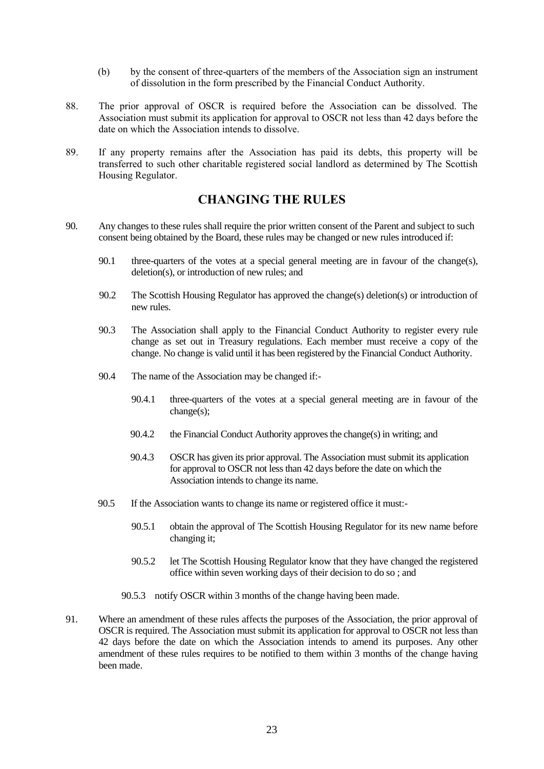(b) by the consent of three-quarters of the members of the Association sign an instrument of dissolution in the form prescribed by the Financial Conduct Authority.

88. The prior approval of OSCR is required before the Association can be dissolved. The Association must submit its application for approval to OSCR not less than 42 days before the date on which the Association intends to dissolve.

89. If any property remains after the Association has paid its debts, this property will be transferred to such other charitable registered social landlord as determined by The Scottish Housing Regulator.

## CHANGING THE RULES

90. Any changes to these rules shall require the prior written consent of the Parent and subject to such consent being obtained by the Board, these rules may be changed or new rules introduced if:

    90.1 three-quarters of the votes at a special general meeting are in favour of the change(s), deletion(s), or introduction of new rules; and

    90.2 The Scottish Housing Regulator has approved the change(s) deletion(s) or introduction of new rules.

    90.3 The Association shall apply to the Financial Conduct Authority to register every rule change as set out in Treasury regulations. Each member must receive a copy of the change. No change is valid until it has been registered by the Financial Conduct Authority.

    90.4 The name of the Association may be changed if:-

        90.4.1 three-quarters of the votes at a special general meeting are in favour of the change(s);

        90.4.2 the Financial Conduct Authority approves the change(s) in writing; and

        90.4.3 OSCR has given its prior approval. The Association must submit its application for approval to OSCR not less than 42 days before the date on which the Association intends to change its name.

    90.5 If the Association wants to change its name or registered office it must:-

        90.5.1 obtain the approval of The Scottish Housing Regulator for its new name before changing it;

        90.5.2 let The Scottish Housing Regulator know that they have changed the registered office within seven working days of their decision to do so ; and

        90.5.3 notify OSCR within 3 months of the change having been made.

91. Where an amendment of these rules affects the purposes of the Association, the prior approval of OSCR is required. The Association must submit its application for approval to OSCR not less than 42 days before the date on which the Association intends to amend its purposes. Any other amendment of these rules requires to be notified to them within 3 months of the change having been made.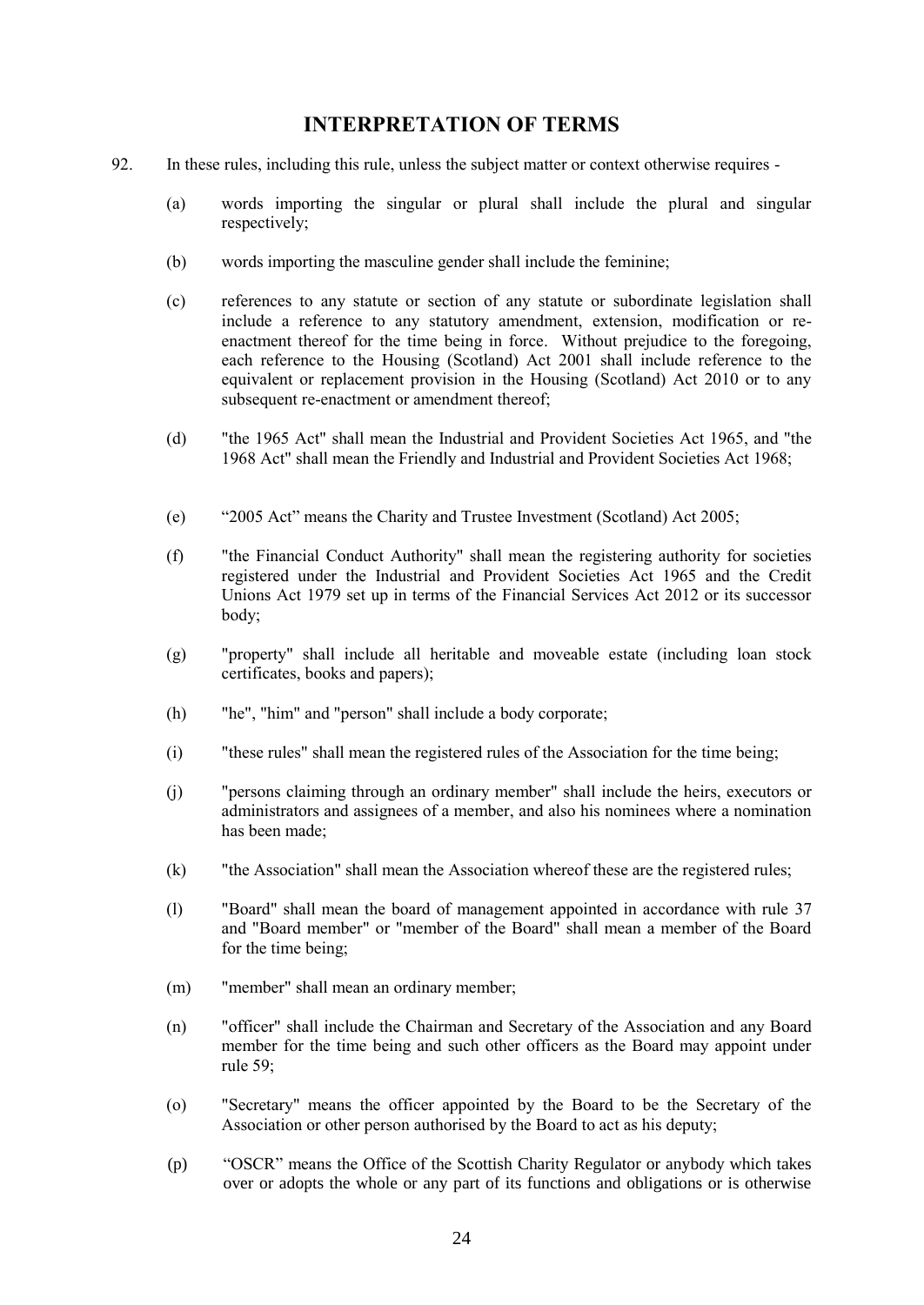## INTERPRETATION OF TERMS

92. In these rules, including this rule, unless the subject matter or context otherwise requires -

   (a) words importing the singular or plural shall include the plural and singular respectively;

   (b) words importing the masculine gender shall include the feminine;

   (c) references to any statute or section of any statute or subordinate legislation shall include a reference to any statutory amendment, extension, modification or re-enactment thereof for the time being in force. Without prejudice to the foregoing, each reference to the Housing (Scotland) Act 2001 shall include reference to the equivalent or replacement provision in the Housing (Scotland) Act 2010 or to any subsequent re-enactment or amendment thereof;

   (d) "the 1965 Act" shall mean the Industrial and Provident Societies Act 1965, and "the 1968 Act" shall mean the Friendly and Industrial and Provident Societies Act 1968;

   (e) "2005 Act" means the Charity and Trustee Investment (Scotland) Act 2005;

   (f) "the Financial Conduct Authority" shall mean the registering authority for societies registered under the Industrial and Provident Societies Act 1965 and the Credit Unions Act 1979 set up in terms of the Financial Services Act 2012 or its successor body;

   (g) "property" shall include all heritable and moveable estate (including loan stock certificates, books and papers);

   (h) "he", "him" and "person" shall include a body corporate;

   (i) "these rules" shall mean the registered rules of the Association for the time being;

   (j) "persons claiming through an ordinary member" shall include the heirs, executors or administrators and assignees of a member, and also his nominees where a nomination has been made;

   (k) "the Association" shall mean the Association whereof these are the registered rules;

   (l) "Board" shall mean the board of management appointed in accordance with rule 37 and "Board member" or "member of the Board" shall mean a member of the Board for the time being;

   (m) "member" shall mean an ordinary member;

   (n) "officer" shall include the Chairman and Secretary of the Association and any Board member for the time being and such other officers as the Board may appoint under rule 59;

   (o) "Secretary" means the officer appointed by the Board to be the Secretary of the Association or other person authorised by the Board to act as his deputy;

   (p) "OSCR" means the Office of the Scottish Charity Regulator or anybody which takes over or adopts the whole or any part of its functions and obligations or is otherwise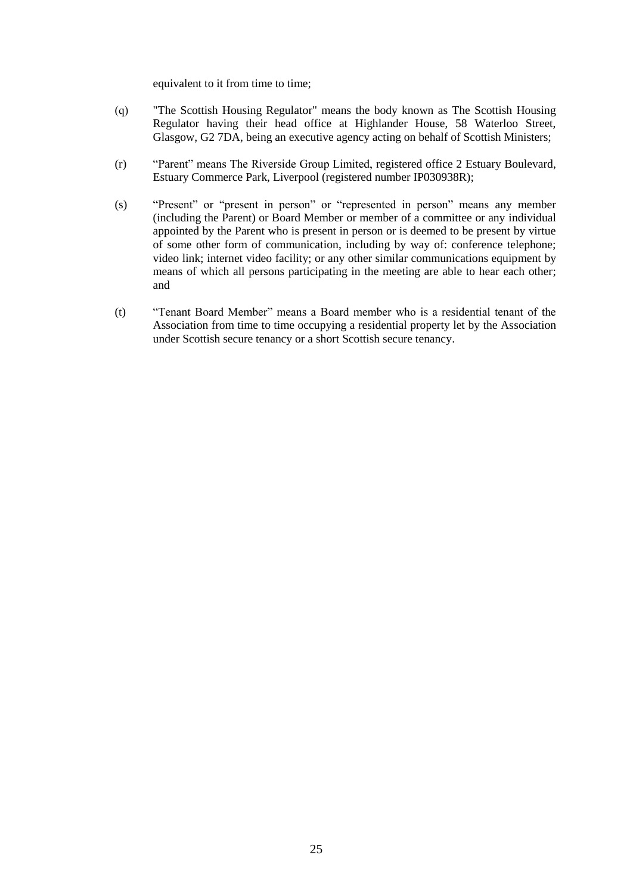equivalent to it from time to time;

(q) "The Scottish Housing Regulator" means the body known as The Scottish Housing Regulator having their head office at Highlander House, 58 Waterloo Street, Glasgow, G2 7DA, being an executive agency acting on behalf of Scottish Ministers;

(r) "Parent" means The Riverside Group Limited, registered office 2 Estuary Boulevard, Estuary Commerce Park, Liverpool (registered number IP030938R);

(s) "Present" or "present in person" or "represented in person" means any member (including the Parent) or Board Member or member of a committee or any individual appointed by the Parent who is present in person or is deemed to be present by virtue of some other form of communication, including by way of: conference telephone; video link; internet video facility; or any other similar communications equipment by means of which all persons participating in the meeting are able to hear each other; and

(t) "Tenant Board Member" means a Board member who is a residential tenant of the Association from time to time occupying a residential property let by the Association under Scottish secure tenancy or a short Scottish secure tenancy.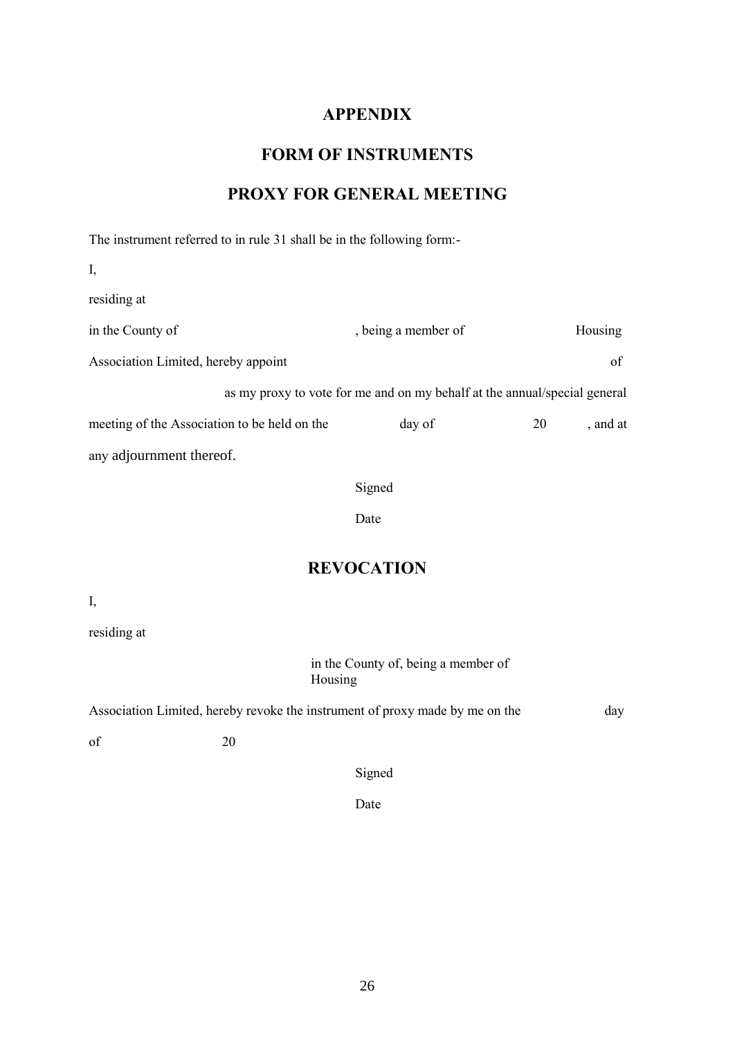# APPENDIX

## FORM OF INSTRUMENTS

## PROXY FOR GENERAL MEETING

The instrument referred to in rule 31 shall be in the following form:-

I,

residing at

in the County of , being a member of Housing Association Limited, hereby appoint of as my proxy to vote for me and on my behalf at the annual/special general meeting of the Association to be held on the day of 20 , and at any adjournment thereof.

Signed

Date

## REVOCATION

I,

residing at

in the County of, being a member of Housing Association Limited, hereby revoke the instrument of proxy made by me on the day of 20

Signed

Date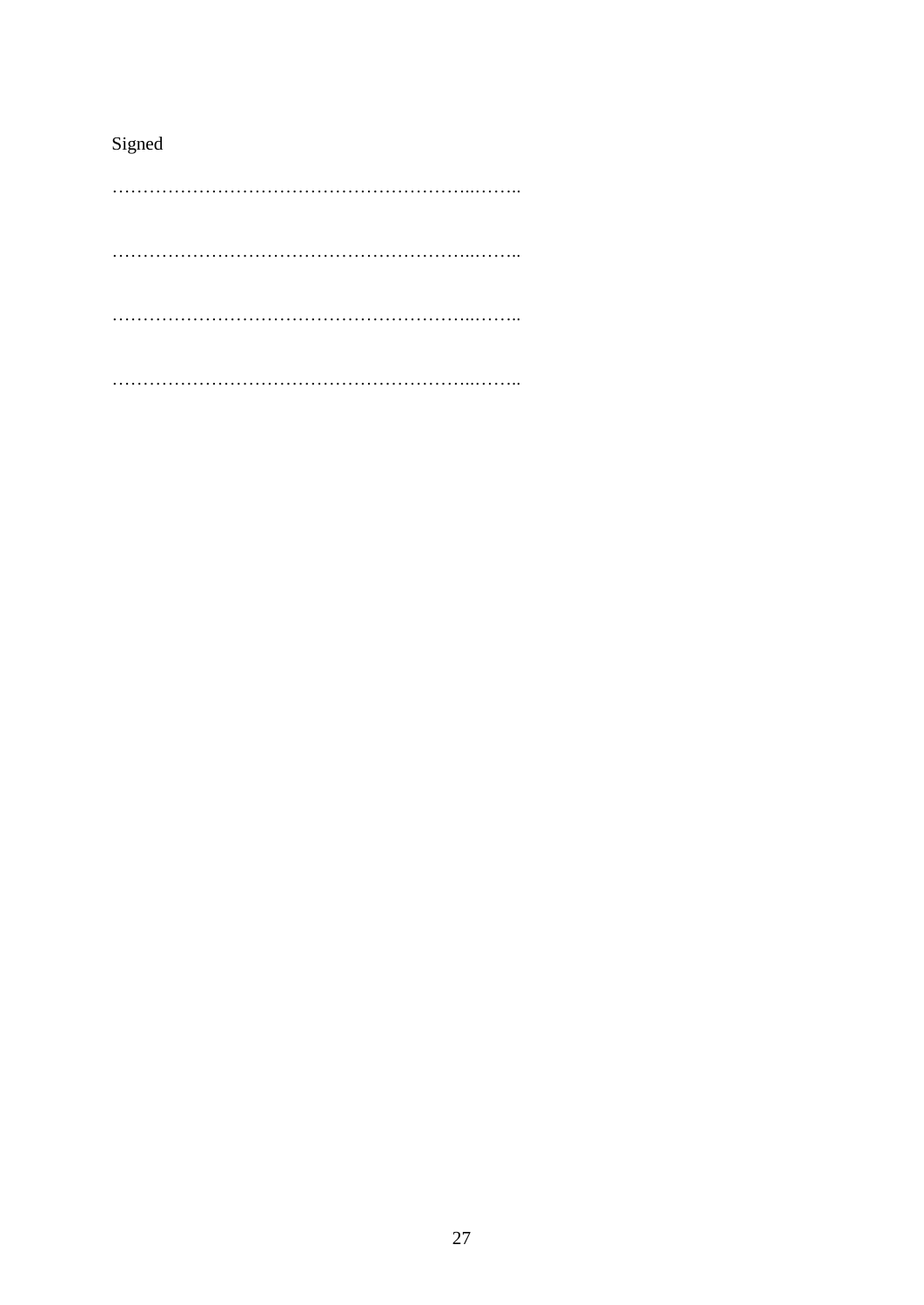Signed

……………………………………………………...……..

……………………………………………………...……..

……………………………………………………...……..

……………………………………………………...……..